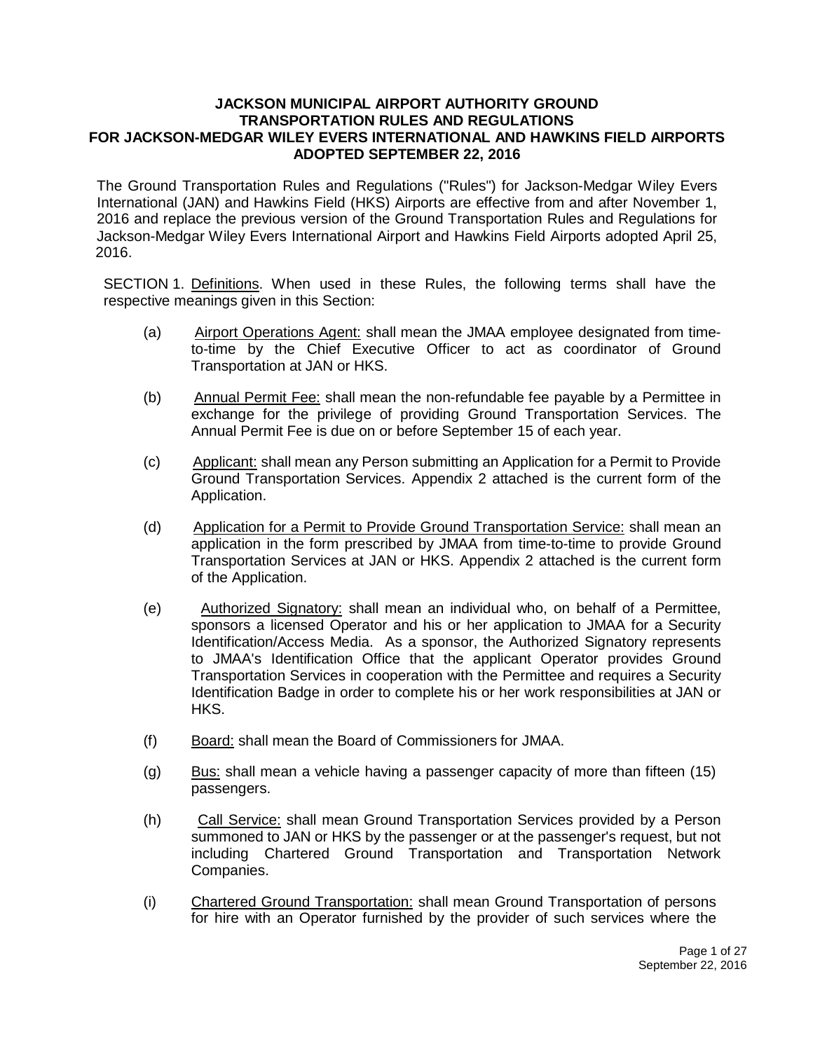# JACKSON MUNICIPAL AIRPORT AUTHORITY GROUND TRANSPORTATION RULES AND REGULATIONS FOR JACKSON-MEDGAR WILEY EVERS INTERNATIONAL AND HAWKINS FIELD AIRPORTS ADOPTED SEPTEMBER 22, 2016

The Ground Transportation Rules and Regulations ("Rules") for Jackson-Medgar Wiley Evers International (JAN) and Hawkins Field (HKS) Airports are effective from and after November 1, 2016 and replace the previous version of the Ground Transportation Rules and Regulations for Jackson-Medgar Wiley Evers International Airport and Hawkins Field Airports adopted April 25, 2016.

SECTION 1. Definitions. When used in these Rules, the following terms shall have the respective meanings given in this Section:

(a) Airport Operations Agent: shall mean the JMAA employee designated from time-to-time by the Chief Executive Officer to act as coordinator of Ground Transportation at JAN or HKS.

(b) Annual Permit Fee: shall mean the non-refundable fee payable by a Permittee in exchange for the privilege of providing Ground Transportation Services. The Annual Permit Fee is due on or before September 15 of each year.

(c) Applicant: shall mean any Person submitting an Application for a Permit to Provide Ground Transportation Services. Appendix 2 attached is the current form of the Application.

(d) Application for a Permit to Provide Ground Transportation Service: shall mean an application in the form prescribed by JMAA from time-to-time to provide Ground Transportation Services at JAN or HKS. Appendix 2 attached is the current form of the Application.

(e) Authorized Signatory: shall mean an individual who, on behalf of a Permittee, sponsors a licensed Operator and his or her application to JMAA for a Security Identification/Access Media. As a sponsor, the Authorized Signatory represents to JMAA's Identification Office that the applicant Operator provides Ground Transportation Services in cooperation with the Permittee and requires a Security Identification Badge in order to complete his or her work responsibilities at JAN or HKS.

(f) Board: shall mean the Board of Commissioners for JMAA.

(g) Bus: shall mean a vehicle having a passenger capacity of more than fifteen (15) passengers.

(h) Call Service: shall mean Ground Transportation Services provided by a Person summoned to JAN or HKS by the passenger or at the passenger's request, but not including Chartered Ground Transportation and Transportation Network Companies.

(i) Chartered Ground Transportation: shall mean Ground Transportation of persons for hire with an Operator furnished by the provider of such services where the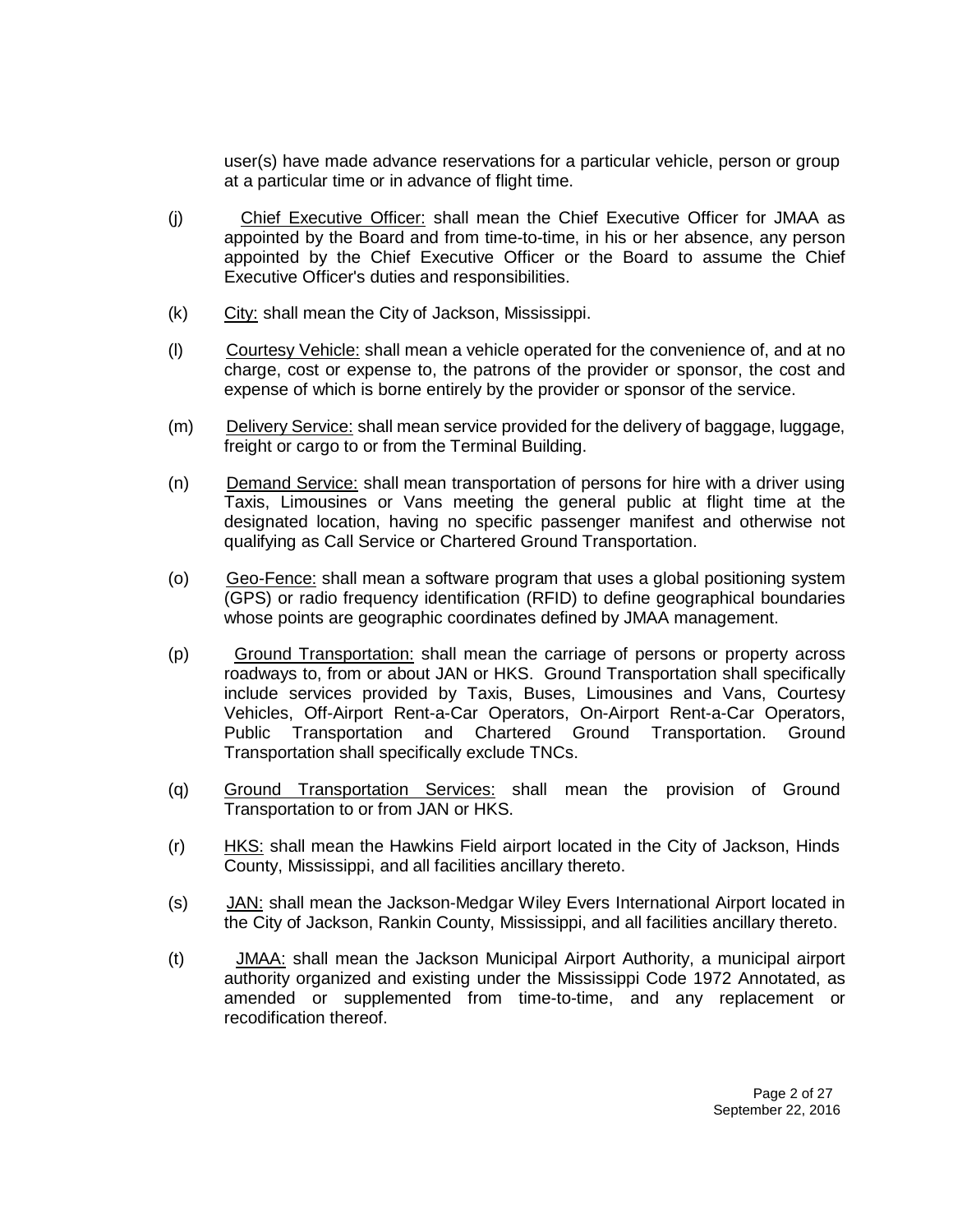user(s) have made advance reservations for a particular vehicle, person or group at a particular time or in advance of flight time.

(j) Chief Executive Officer: shall mean the Chief Executive Officer for JMAA as appointed by the Board and from time-to-time, in his or her absence, any person appointed by the Chief Executive Officer or the Board to assume the Chief Executive Officer's duties and responsibilities.

(k) City: shall mean the City of Jackson, Mississippi.

(l) Courtesy Vehicle: shall mean a vehicle operated for the convenience of, and at no charge, cost or expense to, the patrons of the provider or sponsor, the cost and expense of which is borne entirely by the provider or sponsor of the service.

(m) Delivery Service: shall mean service provided for the delivery of baggage, luggage, freight or cargo to or from the Terminal Building.

(n) Demand Service: shall mean transportation of persons for hire with a driver using Taxis, Limousines or Vans meeting the general public at flight time at the designated location, having no specific passenger manifest and otherwise not qualifying as Call Service or Chartered Ground Transportation.

(o) Geo-Fence: shall mean a software program that uses a global positioning system (GPS) or radio frequency identification (RFID) to define geographical boundaries whose points are geographic coordinates defined by JMAA management.

(p) Ground Transportation: shall mean the carriage of persons or property across roadways to, from or about JAN or HKS. Ground Transportation shall specifically include services provided by Taxis, Buses, Limousines and Vans, Courtesy Vehicles, Off-Airport Rent-a-Car Operators, On-Airport Rent-a-Car Operators, Public Transportation and Chartered Ground Transportation. Ground Transportation shall specifically exclude TNCs.

(q) Ground Transportation Services: shall mean the provision of Ground Transportation to or from JAN or HKS.

(r) HKS: shall mean the Hawkins Field airport located in the City of Jackson, Hinds County, Mississippi, and all facilities ancillary thereto.

(s) JAN: shall mean the Jackson-Medgar Wiley Evers International Airport located in the City of Jackson, Rankin County, Mississippi, and all facilities ancillary thereto.

(t) JMAA: shall mean the Jackson Municipal Airport Authority, a municipal airport authority organized and existing under the Mississippi Code 1972 Annotated, as amended or supplemented from time-to-time, and any replacement or recodification thereof.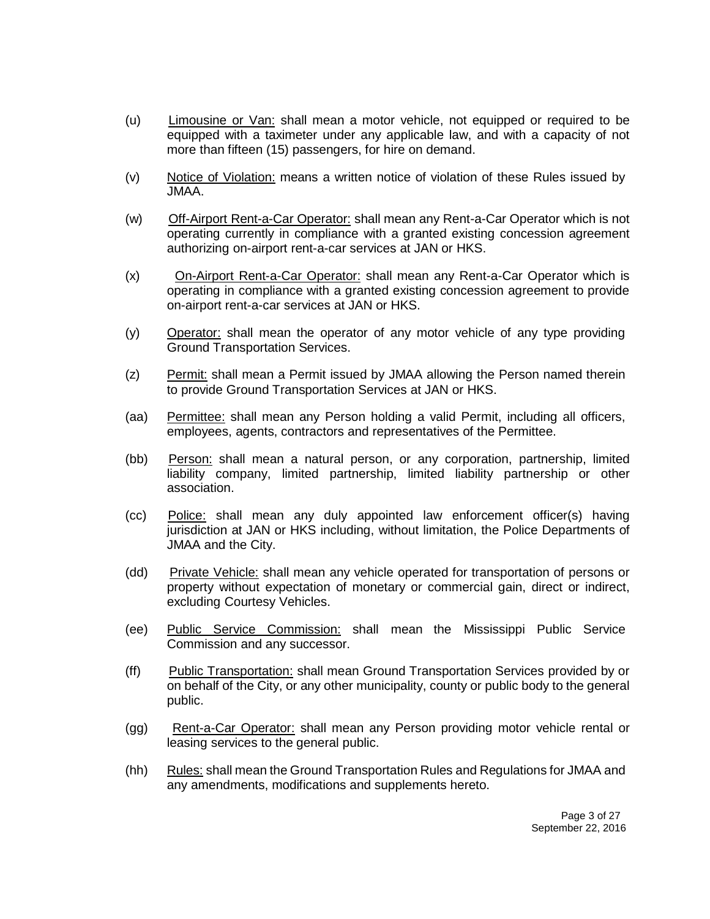(u) Limousine or Van: shall mean a motor vehicle, not equipped or required to be equipped with a taximeter under any applicable law, and with a capacity of not more than fifteen (15) passengers, for hire on demand.

(v) Notice of Violation: means a written notice of violation of these Rules issued by JMAA.

(w) Off-Airport Rent-a-Car Operator: shall mean any Rent-a-Car Operator which is not operating currently in compliance with a granted existing concession agreement authorizing on-airport rent-a-car services at JAN or HKS.

(x) On-Airport Rent-a-Car Operator: shall mean any Rent-a-Car Operator which is operating in compliance with a granted existing concession agreement to provide on-airport rent-a-car services at JAN or HKS.

(y) Operator: shall mean the operator of any motor vehicle of any type providing Ground Transportation Services.

(z) Permit: shall mean a Permit issued by JMAA allowing the Person named therein to provide Ground Transportation Services at JAN or HKS.

(aa) Permittee: shall mean any Person holding a valid Permit, including all officers, employees, agents, contractors and representatives of the Permittee.

(bb) Person: shall mean a natural person, or any corporation, partnership, limited liability company, limited partnership, limited liability partnership or other association.

(cc) Police: shall mean any duly appointed law enforcement officer(s) having jurisdiction at JAN or HKS including, without limitation, the Police Departments of JMAA and the City.

(dd) Private Vehicle: shall mean any vehicle operated for transportation of persons or property without expectation of monetary or commercial gain, direct or indirect, excluding Courtesy Vehicles.

(ee) Public Service Commission: shall mean the Mississippi Public Service Commission and any successor.

(ff) Public Transportation: shall mean Ground Transportation Services provided by or on behalf of the City, or any other municipality, county or public body to the general public.

(gg) Rent-a-Car Operator: shall mean any Person providing motor vehicle rental or leasing services to the general public.

(hh) Rules: shall mean the Ground Transportation Rules and Regulations for JMAA and any amendments, modifications and supplements hereto.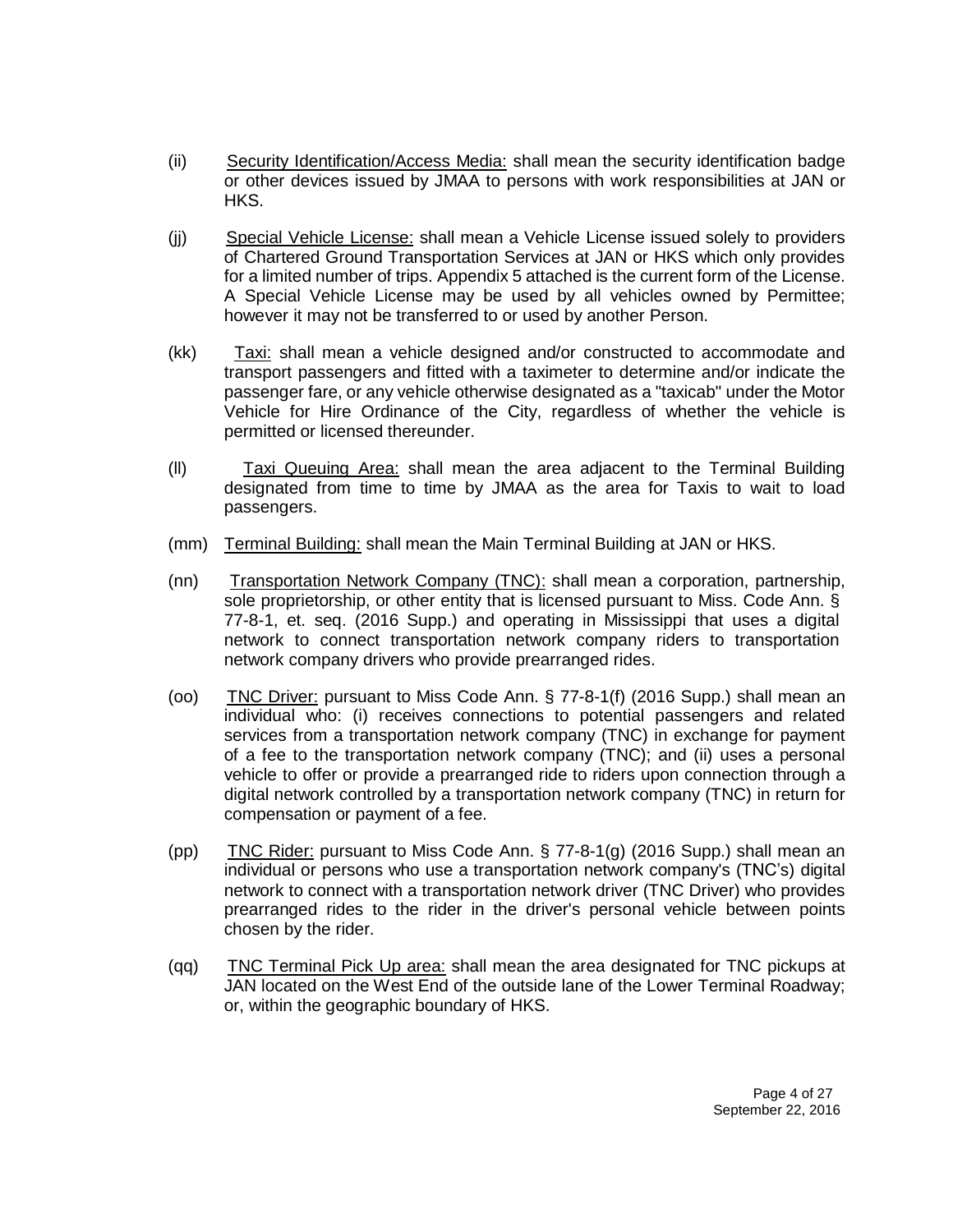(ii) Security Identification/Access Media: shall mean the security identification badge or other devices issued by JMAA to persons with work responsibilities at JAN or HKS.

(jj) Special Vehicle License: shall mean a Vehicle License issued solely to providers of Chartered Ground Transportation Services at JAN or HKS which only provides for a limited number of trips. Appendix 5 attached is the current form of the License. A Special Vehicle License may be used by all vehicles owned by Permittee; however it may not be transferred to or used by another Person.

(kk) Taxi: shall mean a vehicle designed and/or constructed to accommodate and transport passengers and fitted with a taximeter to determine and/or indicate the passenger fare, or any vehicle otherwise designated as a "taxicab" under the Motor Vehicle for Hire Ordinance of the City, regardless of whether the vehicle is permitted or licensed thereunder.

(ll) Taxi Queuing Area: shall mean the area adjacent to the Terminal Building designated from time to time by JMAA as the area for Taxis to wait to load passengers.

(mm) Terminal Building: shall mean the Main Terminal Building at JAN or HKS.

(nn) Transportation Network Company (TNC): shall mean a corporation, partnership, sole proprietorship, or other entity that is licensed pursuant to Miss. Code Ann. § 77-8-1, et. seq. (2016 Supp.) and operating in Mississippi that uses a digital network to connect transportation network company riders to transportation network company drivers who provide prearranged rides.

(oo) TNC Driver: pursuant to Miss Code Ann. § 77-8-1(f) (2016 Supp.) shall mean an individual who: (i) receives connections to potential passengers and related services from a transportation network company (TNC) in exchange for payment of a fee to the transportation network company (TNC); and (ii) uses a personal vehicle to offer or provide a prearranged ride to riders upon connection through a digital network controlled by a transportation network company (TNC) in return for compensation or payment of a fee.

(pp) TNC Rider: pursuant to Miss Code Ann. § 77-8-1(g) (2016 Supp.) shall mean an individual or persons who use a transportation network company's (TNC's) digital network to connect with a transportation network driver (TNC Driver) who provides prearranged rides to the rider in the driver's personal vehicle between points chosen by the rider.

(qq) TNC Terminal Pick Up area: shall mean the area designated for TNC pickups at JAN located on the West End of the outside lane of the Lower Terminal Roadway; or, within the geographic boundary of HKS.

September 22, 2016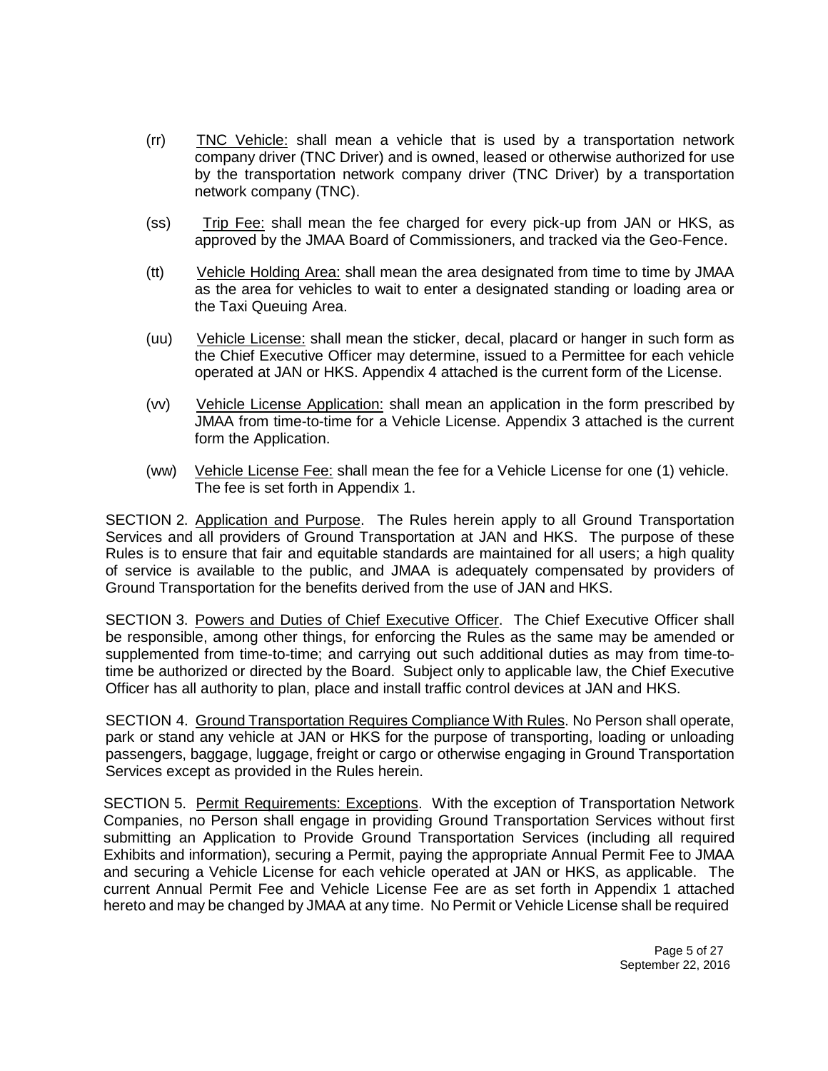(rr) TNC Vehicle: shall mean a vehicle that is used by a transportation network company driver (TNC Driver) and is owned, leased or otherwise authorized for use by the transportation network company driver (TNC Driver) by a transportation network company (TNC).

(ss) Trip Fee: shall mean the fee charged for every pick-up from JAN or HKS, as approved by the JMAA Board of Commissioners, and tracked via the Geo-Fence.

(tt) Vehicle Holding Area: shall mean the area designated from time to time by JMAA as the area for vehicles to wait to enter a designated standing or loading area or the Taxi Queuing Area.

(uu) Vehicle License: shall mean the sticker, decal, placard or hanger in such form as the Chief Executive Officer may determine, issued to a Permittee for each vehicle operated at JAN or HKS. Appendix 4 attached is the current form of the License.

(vv) Vehicle License Application: shall mean an application in the form prescribed by JMAA from time-to-time for a Vehicle License. Appendix 3 attached is the current form the Application.

(ww) Vehicle License Fee: shall mean the fee for a Vehicle License for one (1) vehicle. The fee is set forth in Appendix 1.

SECTION 2. Application and Purpose. The Rules herein apply to all Ground Transportation Services and all providers of Ground Transportation at JAN and HKS. The purpose of these Rules is to ensure that fair and equitable standards are maintained for all users; a high quality of service is available to the public, and JMAA is adequately compensated by providers of Ground Transportation for the benefits derived from the use of JAN and HKS.

SECTION 3. Powers and Duties of Chief Executive Officer. The Chief Executive Officer shall be responsible, among other things, for enforcing the Rules as the same may be amended or supplemented from time-to-time; and carrying out such additional duties as may from time-to-time be authorized or directed by the Board. Subject only to applicable law, the Chief Executive Officer has all authority to plan, place and install traffic control devices at JAN and HKS.

SECTION 4. Ground Transportation Requires Compliance With Rules. No Person shall operate, park or stand any vehicle at JAN or HKS for the purpose of transporting, loading or unloading passengers, baggage, luggage, freight or cargo or otherwise engaging in Ground Transportation Services except as provided in the Rules herein.

SECTION 5. Permit Requirements: Exceptions. With the exception of Transportation Network Companies, no Person shall engage in providing Ground Transportation Services without first submitting an Application to Provide Ground Transportation Services (including all required Exhibits and information), securing a Permit, paying the appropriate Annual Permit Fee to JMAA and securing a Vehicle License for each vehicle operated at JAN or HKS, as applicable. The current Annual Permit Fee and Vehicle License Fee are as set forth in Appendix 1 attached hereto and may be changed by JMAA at any time. No Permit or Vehicle License shall be required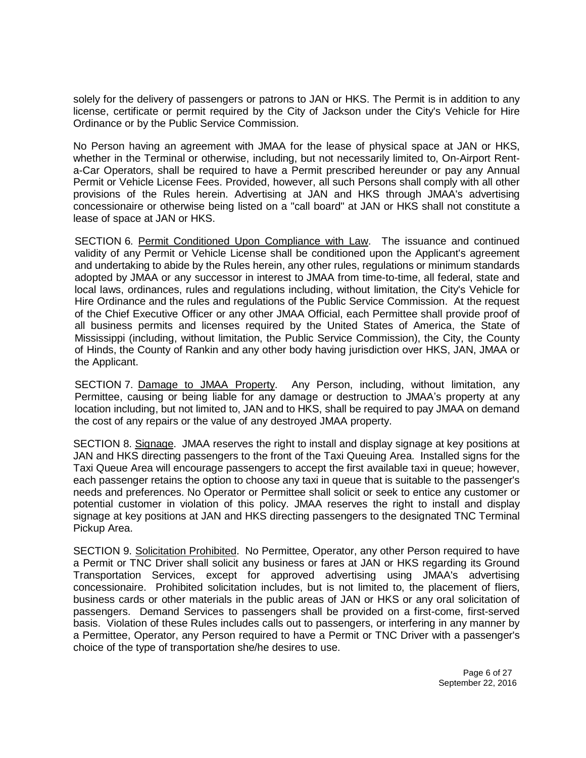solely for the delivery of passengers or patrons to JAN or HKS. The Permit is in addition to any license, certificate or permit required by the City of Jackson under the City's Vehicle for Hire Ordinance or by the Public Service Commission.

No Person having an agreement with JMAA for the lease of physical space at JAN or HKS, whether in the Terminal or otherwise, including, but not necessarily limited to, On-Airport Rent-a-Car Operators, shall be required to have a Permit prescribed hereunder or pay any Annual Permit or Vehicle License Fees. Provided, however, all such Persons shall comply with all other provisions of the Rules herein. Advertising at JAN and HKS through JMAA's advertising concessionaire or otherwise being listed on a "call board" at JAN or HKS shall not constitute a lease of space at JAN or HKS.

SECTION 6. Permit Conditioned Upon Compliance with Law. The issuance and continued validity of any Permit or Vehicle License shall be conditioned upon the Applicant's agreement and undertaking to abide by the Rules herein, any other rules, regulations or minimum standards adopted by JMAA or any successor in interest to JMAA from time-to-time, all federal, state and local laws, ordinances, rules and regulations including, without limitation, the City's Vehicle for Hire Ordinance and the rules and regulations of the Public Service Commission. At the request of the Chief Executive Officer or any other JMAA Official, each Permittee shall provide proof of all business permits and licenses required by the United States of America, the State of Mississippi (including, without limitation, the Public Service Commission), the City, the County of Hinds, the County of Rankin and any other body having jurisdiction over HKS, JAN, JMAA or the Applicant.

SECTION 7. Damage to JMAA Property. Any Person, including, without limitation, any Permittee, causing or being liable for any damage or destruction to JMAA's property at any location including, but not limited to, JAN and to HKS, shall be required to pay JMAA on demand the cost of any repairs or the value of any destroyed JMAA property.

SECTION 8. Signage. JMAA reserves the right to install and display signage at key positions at JAN and HKS directing passengers to the front of the Taxi Queuing Area. Installed signs for the Taxi Queue Area will encourage passengers to accept the first available taxi in queue; however, each passenger retains the option to choose any taxi in queue that is suitable to the passenger's needs and preferences. No Operator or Permittee shall solicit or seek to entice any customer or potential customer in violation of this policy. JMAA reserves the right to install and display signage at key positions at JAN and HKS directing passengers to the designated TNC Terminal Pickup Area.

SECTION 9. Solicitation Prohibited. No Permittee, Operator, any other Person required to have a Permit or TNC Driver shall solicit any business or fares at JAN or HKS regarding its Ground Transportation Services, except for approved advertising using JMAA's advertising concessionaire. Prohibited solicitation includes, but is not limited to, the placement of fliers, business cards or other materials in the public areas of JAN or HKS or any oral solicitation of passengers. Demand Services to passengers shall be provided on a first-come, first-served basis. Violation of these Rules includes calls out to passengers, or interfering in any manner by a Permittee, Operator, any Person required to have a Permit or TNC Driver with a passenger's choice of the type of transportation she/he desires to use.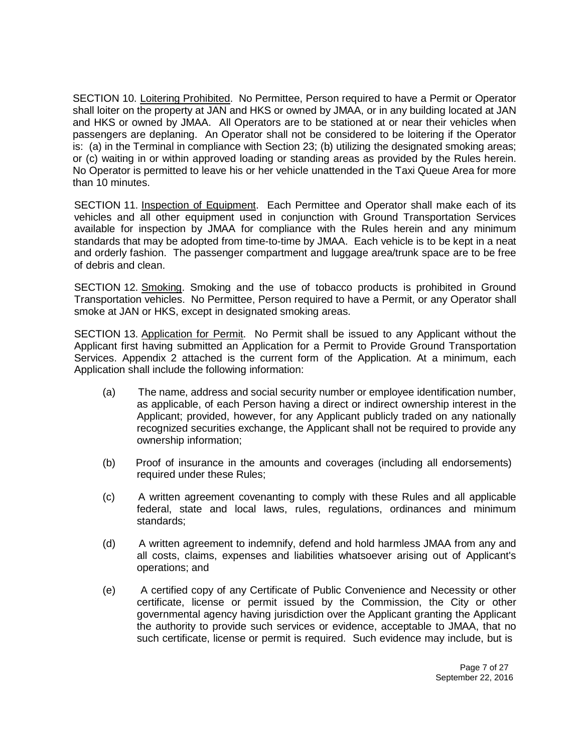SECTION 10. Loitering Prohibited. No Permittee, Person required to have a Permit or Operator shall loiter on the property at JAN and HKS or owned by JMAA, or in any building located at JAN and HKS or owned by JMAA. All Operators are to be stationed at or near their vehicles when passengers are deplaning. An Operator shall not be considered to be loitering if the Operator is: (a) in the Terminal in compliance with Section 23; (b) utilizing the designated smoking areas; or (c) waiting in or within approved loading or standing areas as provided by the Rules herein. No Operator is permitted to leave his or her vehicle unattended in the Taxi Queue Area for more than 10 minutes.

SECTION 11. Inspection of Equipment. Each Permittee and Operator shall make each of its vehicles and all other equipment used in conjunction with Ground Transportation Services available for inspection by JMAA for compliance with the Rules herein and any minimum standards that may be adopted from time-to-time by JMAA. Each vehicle is to be kept in a neat and orderly fashion. The passenger compartment and luggage area/trunk space are to be free of debris and clean.

SECTION 12. Smoking. Smoking and the use of tobacco products is prohibited in Ground Transportation vehicles. No Permittee, Person required to have a Permit, or any Operator shall smoke at JAN or HKS, except in designated smoking areas.

SECTION 13. Application for Permit. No Permit shall be issued to any Applicant without the Applicant first having submitted an Application for a Permit to Provide Ground Transportation Services. Appendix 2 attached is the current form of the Application. At a minimum, each Application shall include the following information:

(a) The name, address and social security number or employee identification number, as applicable, of each Person having a direct or indirect ownership interest in the Applicant; provided, however, for any Applicant publicly traded on any nationally recognized securities exchange, the Applicant shall not be required to provide any ownership information;

(b) Proof of insurance in the amounts and coverages (including all endorsements) required under these Rules;

(c) A written agreement covenanting to comply with these Rules and all applicable federal, state and local laws, rules, regulations, ordinances and minimum standards;

(d) A written agreement to indemnify, defend and hold harmless JMAA from any and all costs, claims, expenses and liabilities whatsoever arising out of Applicant's operations; and

(e) A certified copy of any Certificate of Public Convenience and Necessity or other certificate, license or permit issued by the Commission, the City or other governmental agency having jurisdiction over the Applicant granting the Applicant the authority to provide such services or evidence, acceptable to JMAA, that no such certificate, license or permit is required. Such evidence may include, but is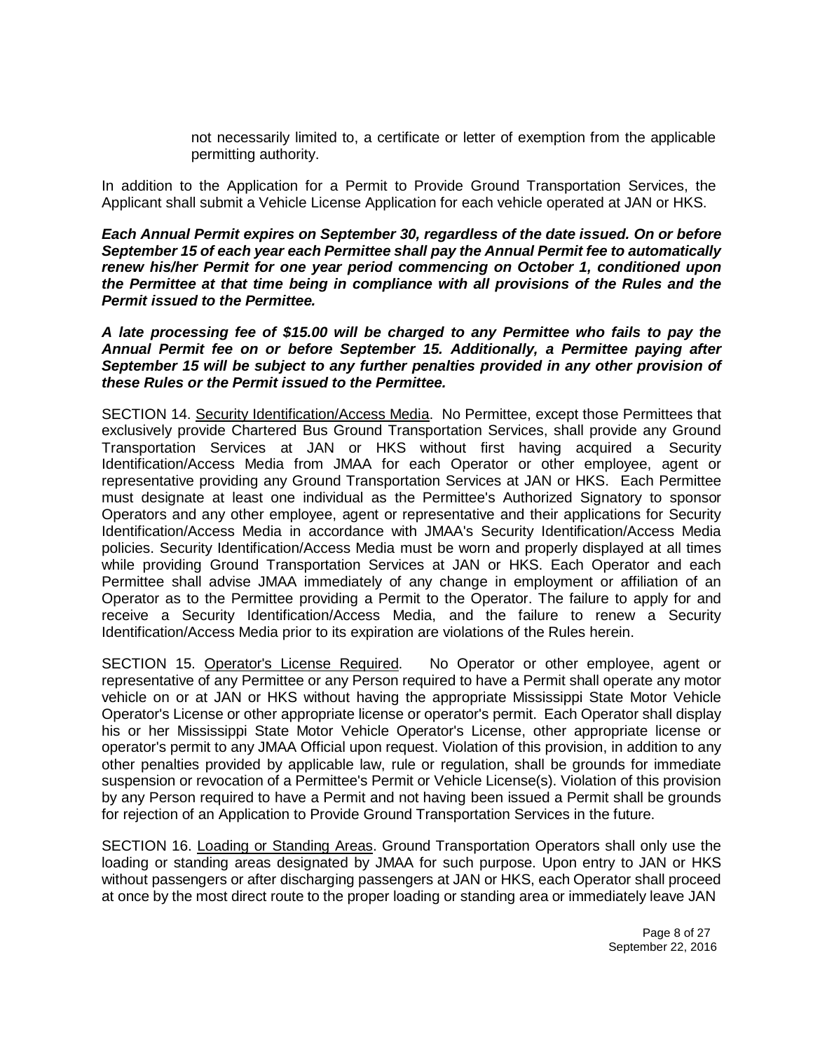not necessarily limited to, a certificate or letter of exemption from the applicable permitting authority.

In addition to the Application for a Permit to Provide Ground Transportation Services, the Applicant shall submit a Vehicle License Application for each vehicle operated at JAN or HKS.

***Each Annual Permit expires on September 30, regardless of the date issued. On or before September 15 of each year each Permittee shall pay the Annual Permit fee to automatically renew his/her Permit for one year period commencing on October 1, conditioned upon the Permittee at that time being in compliance with all provisions of the Rules and the Permit issued to the Permittee.***

***A late processing fee of $15.00 will be charged to any Permittee who fails to pay the Annual Permit fee on or before September 15. Additionally, a Permittee paying after September 15 will be subject to any further penalties provided in any other provision of these Rules or the Permit issued to the Permittee.***

SECTION 14. <u>Security Identification/Access Media</u>. No Permittee, except those Permittees that exclusively provide Chartered Bus Ground Transportation Services, shall provide any Ground Transportation Services at JAN or HKS without first having acquired a Security Identification/Access Media from JMAA for each Operator or other employee, agent or representative providing any Ground Transportation Services at JAN or HKS. Each Permittee must designate at least one individual as the Permittee's Authorized Signatory to sponsor Operators and any other employee, agent or representative and their applications for Security Identification/Access Media in accordance with JMAA's Security Identification/Access Media policies. Security Identification/Access Media must be worn and properly displayed at all times while providing Ground Transportation Services at JAN or HKS. Each Operator and each Permittee shall advise JMAA immediately of any change in employment or affiliation of an Operator as to the Permittee providing a Permit to the Operator. The failure to apply for and receive a Security Identification/Access Media, and the failure to renew a Security Identification/Access Media prior to its expiration are violations of the Rules herein.

SECTION 15. <u>Operator's License Required</u>. No Operator or other employee, agent or representative of any Permittee or any Person required to have a Permit shall operate any motor vehicle on or at JAN or HKS without having the appropriate Mississippi State Motor Vehicle Operator's License or other appropriate license or operator's permit. Each Operator shall display his or her Mississippi State Motor Vehicle Operator's License, other appropriate license or operator's permit to any JMAA Official upon request. Violation of this provision, in addition to any other penalties provided by applicable law, rule or regulation, shall be grounds for immediate suspension or revocation of a Permittee's Permit or Vehicle License(s). Violation of this provision by any Person required to have a Permit and not having been issued a Permit shall be grounds for rejection of an Application to Provide Ground Transportation Services in the future.

SECTION 16. <u>Loading or Standing Areas</u>. Ground Transportation Operators shall only use the loading or standing areas designated by JMAA for such purpose. Upon entry to JAN or HKS without passengers or after discharging passengers at JAN or HKS, each Operator shall proceed at once by the most direct route to the proper loading or standing area or immediately leave JAN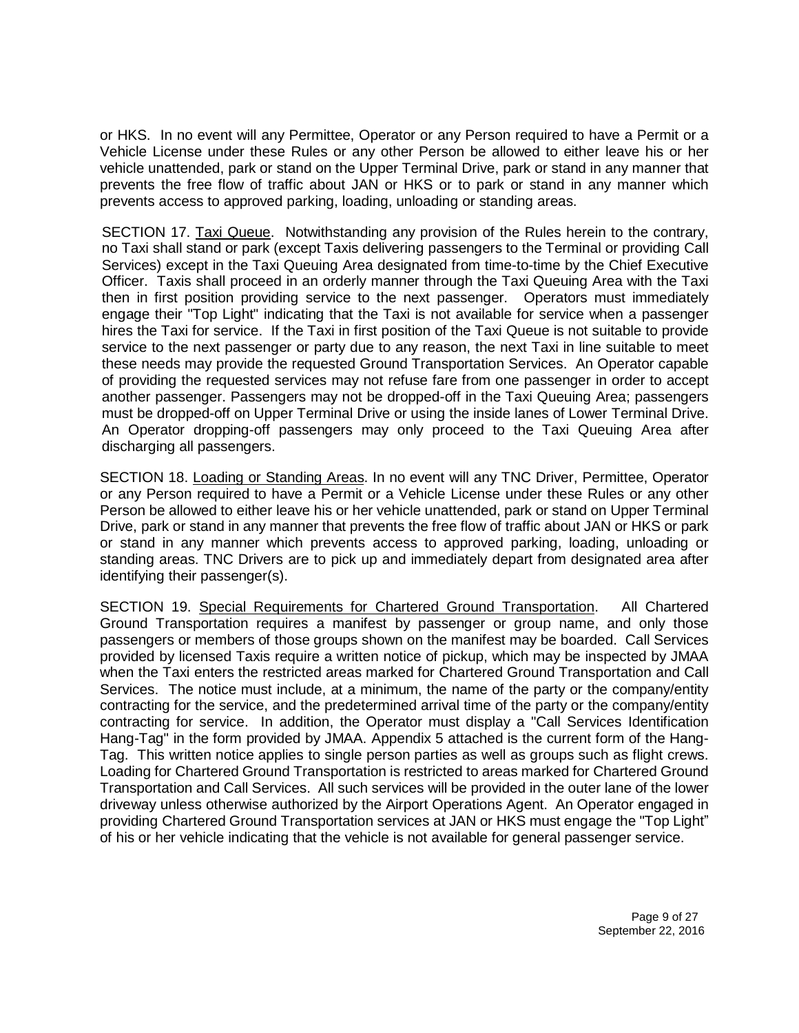or HKS. In no event will any Permittee, Operator or any Person required to have a Permit or a Vehicle License under these Rules or any other Person be allowed to either leave his or her vehicle unattended, park or stand on the Upper Terminal Drive, park or stand in any manner that prevents the free flow of traffic about JAN or HKS or to park or stand in any manner which prevents access to approved parking, loading, unloading or standing areas.

SECTION 17. <u>Taxi Queue</u>. Notwithstanding any provision of the Rules herein to the contrary, no Taxi shall stand or park (except Taxis delivering passengers to the Terminal or providing Call Services) except in the Taxi Queuing Area designated from time-to-time by the Chief Executive Officer. Taxis shall proceed in an orderly manner through the Taxi Queuing Area with the Taxi then in first position providing service to the next passenger. Operators must immediately engage their "Top Light" indicating that the Taxi is not available for service when a passenger hires the Taxi for service. If the Taxi in first position of the Taxi Queue is not suitable to provide service to the next passenger or party due to any reason, the next Taxi in line suitable to meet these needs may provide the requested Ground Transportation Services. An Operator capable of providing the requested services may not refuse fare from one passenger in order to accept another passenger. Passengers may not be dropped-off in the Taxi Queuing Area; passengers must be dropped-off on Upper Terminal Drive or using the inside lanes of Lower Terminal Drive. An Operator dropping-off passengers may only proceed to the Taxi Queuing Area after discharging all passengers.

SECTION 18. <u>Loading or Standing Areas</u>. In no event will any TNC Driver, Permittee, Operator or any Person required to have a Permit or a Vehicle License under these Rules or any other Person be allowed to either leave his or her vehicle unattended, park or stand on Upper Terminal Drive, park or stand in any manner that prevents the free flow of traffic about JAN or HKS or park or stand in any manner which prevents access to approved parking, loading, unloading or standing areas. TNC Drivers are to pick up and immediately depart from designated area after identifying their passenger(s).

SECTION 19. <u>Special Requirements for Chartered Ground Transportation</u>. All Chartered Ground Transportation requires a manifest by passenger or group name, and only those passengers or members of those groups shown on the manifest may be boarded. Call Services provided by licensed Taxis require a written notice of pickup, which may be inspected by JMAA when the Taxi enters the restricted areas marked for Chartered Ground Transportation and Call Services. The notice must include, at a minimum, the name of the party or the company/entity contracting for the service, and the predetermined arrival time of the party or the company/entity contracting for service. In addition, the Operator must display a "Call Services Identification Hang-Tag" in the form provided by JMAA. Appendix 5 attached is the current form of the Hang-Tag. This written notice applies to single person parties as well as groups such as flight crews. Loading for Chartered Ground Transportation is restricted to areas marked for Chartered Ground Transportation and Call Services. All such services will be provided in the outer lane of the lower driveway unless otherwise authorized by the Airport Operations Agent. An Operator engaged in providing Chartered Ground Transportation services at JAN or HKS must engage the "Top Light" of his or her vehicle indicating that the vehicle is not available for general passenger service.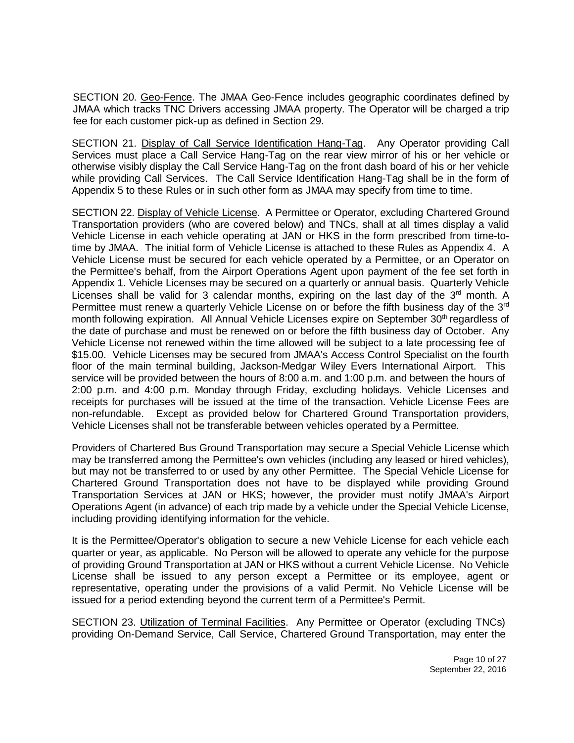SECTION 20. Geo-Fence. The JMAA Geo-Fence includes geographic coordinates defined by JMAA which tracks TNC Drivers accessing JMAA property. The Operator will be charged a trip fee for each customer pick-up as defined in Section 29.

SECTION 21. Display of Call Service Identification Hang-Tag. Any Operator providing Call Services must place a Call Service Hang-Tag on the rear view mirror of his or her vehicle or otherwise visibly display the Call Service Hang-Tag on the front dash board of his or her vehicle while providing Call Services. The Call Service Identification Hang-Tag shall be in the form of Appendix 5 to these Rules or in such other form as JMAA may specify from time to time.

SECTION 22. Display of Vehicle License. A Permittee or Operator, excluding Chartered Ground Transportation providers (who are covered below) and TNCs, shall at all times display a valid Vehicle License in each vehicle operating at JAN or HKS in the form prescribed from time-to-time by JMAA. The initial form of Vehicle License is attached to these Rules as Appendix 4. A Vehicle License must be secured for each vehicle operated by a Permittee, or an Operator on the Permittee's behalf, from the Airport Operations Agent upon payment of the fee set forth in Appendix 1. Vehicle Licenses may be secured on a quarterly or annual basis. Quarterly Vehicle Licenses shall be valid for 3 calendar months, expiring on the last day of the 3rd month. A Permittee must renew a quarterly Vehicle License on or before the fifth business day of the 3rd month following expiration. All Annual Vehicle Licenses expire on September 30th regardless of the date of purchase and must be renewed on or before the fifth business day of October. Any Vehicle License not renewed within the time allowed will be subject to a late processing fee of $15.00. Vehicle Licenses may be secured from JMAA's Access Control Specialist on the fourth floor of the main terminal building, Jackson-Medgar Wiley Evers International Airport. This service will be provided between the hours of 8:00 a.m. and 1:00 p.m. and between the hours of 2:00 p.m. and 4:00 p.m. Monday through Friday, excluding holidays. Vehicle Licenses and receipts for purchases will be issued at the time of the transaction. Vehicle License Fees are non-refundable. Except as provided below for Chartered Ground Transportation providers, Vehicle Licenses shall not be transferable between vehicles operated by a Permittee.

Providers of Chartered Bus Ground Transportation may secure a Special Vehicle License which may be transferred among the Permittee's own vehicles (including any leased or hired vehicles), but may not be transferred to or used by any other Permittee. The Special Vehicle License for Chartered Ground Transportation does not have to be displayed while providing Ground Transportation Services at JAN or HKS; however, the provider must notify JMAA's Airport Operations Agent (in advance) of each trip made by a vehicle under the Special Vehicle License, including providing identifying information for the vehicle.

It is the Permittee/Operator's obligation to secure a new Vehicle License for each vehicle each quarter or year, as applicable. No Person will be allowed to operate any vehicle for the purpose of providing Ground Transportation at JAN or HKS without a current Vehicle License. No Vehicle License shall be issued to any person except a Permittee or its employee, agent or representative, operating under the provisions of a valid Permit. No Vehicle License will be issued for a period extending beyond the current term of a Permittee's Permit.

SECTION 23. Utilization of Terminal Facilities. Any Permittee or Operator (excluding TNCs) providing On-Demand Service, Call Service, Chartered Ground Transportation, may enter the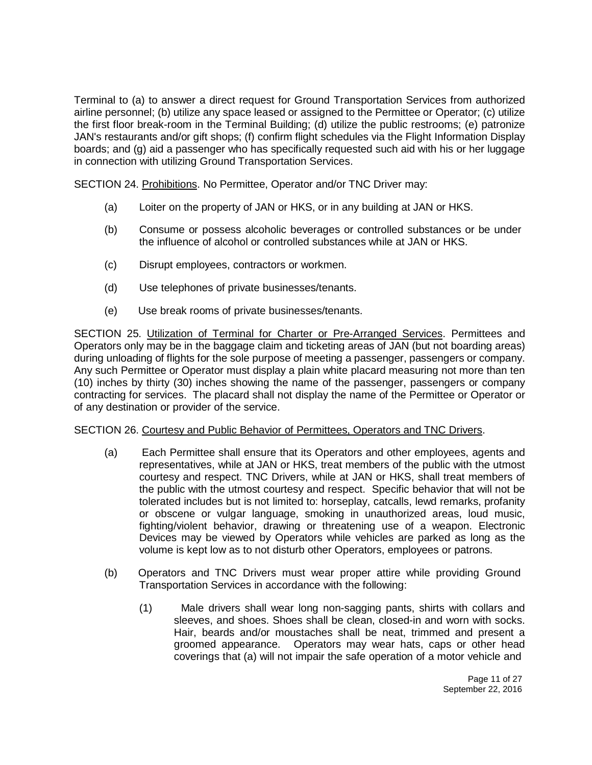Terminal to (a) to answer a direct request for Ground Transportation Services from authorized airline personnel; (b) utilize any space leased or assigned to the Permittee or Operator; (c) utilize the first floor break-room in the Terminal Building; (d) utilize the public restrooms; (e) patronize JAN's restaurants and/or gift shops; (f) confirm flight schedules via the Flight Information Display boards; and (g) aid a passenger who has specifically requested such aid with his or her luggage in connection with utilizing Ground Transportation Services.

SECTION 24. Prohibitions. No Permittee, Operator and/or TNC Driver may:

(a) Loiter on the property of JAN or HKS, or in any building at JAN or HKS.

(b) Consume or possess alcoholic beverages or controlled substances or be under the influence of alcohol or controlled substances while at JAN or HKS.

(c) Disrupt employees, contractors or workmen.

(d) Use telephones of private businesses/tenants.

(e) Use break rooms of private businesses/tenants.

SECTION 25. Utilization of Terminal for Charter or Pre-Arranged Services. Permittees and Operators only may be in the baggage claim and ticketing areas of JAN (but not boarding areas) during unloading of flights for the sole purpose of meeting a passenger, passengers or company. Any such Permittee or Operator must display a plain white placard measuring not more than ten (10) inches by thirty (30) inches showing the name of the passenger, passengers or company contracting for services. The placard shall not display the name of the Permittee or Operator or of any destination or provider of the service.

SECTION 26. Courtesy and Public Behavior of Permittees, Operators and TNC Drivers.

(a) Each Permittee shall ensure that its Operators and other employees, agents and representatives, while at JAN or HKS, treat members of the public with the utmost courtesy and respect. TNC Drivers, while at JAN or HKS, shall treat members of the public with the utmost courtesy and respect. Specific behavior that will not be tolerated includes but is not limited to: horseplay, catcalls, lewd remarks, profanity or obscene or vulgar language, smoking in unauthorized areas, loud music, fighting/violent behavior, drawing or threatening use of a weapon. Electronic Devices may be viewed by Operators while vehicles are parked as long as the volume is kept low as to not disturb other Operators, employees or patrons.

(b) Operators and TNC Drivers must wear proper attire while providing Ground Transportation Services in accordance with the following:

(1) Male drivers shall wear long non-sagging pants, shirts with collars and sleeves, and shoes. Shoes shall be clean, closed-in and worn with socks. Hair, beards and/or moustaches shall be neat, trimmed and present a groomed appearance. Operators may wear hats, caps or other head coverings that (a) will not impair the safe operation of a motor vehicle and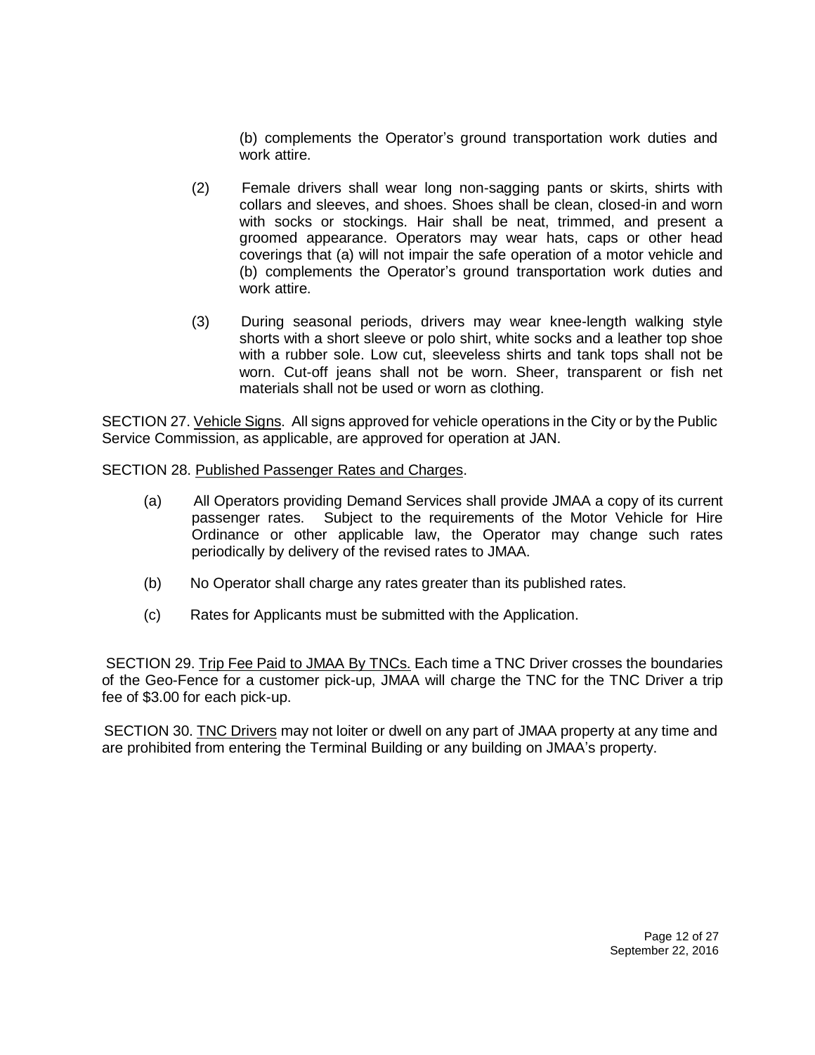(b) complements the Operator's ground transportation work duties and work attire.

(2) Female drivers shall wear long non-sagging pants or skirts, shirts with collars and sleeves, and shoes. Shoes shall be clean, closed-in and worn with socks or stockings. Hair shall be neat, trimmed, and present a groomed appearance. Operators may wear hats, caps or other head coverings that (a) will not impair the safe operation of a motor vehicle and (b) complements the Operator's ground transportation work duties and work attire.

(3) During seasonal periods, drivers may wear knee-length walking style shorts with a short sleeve or polo shirt, white socks and a leather top shoe with a rubber sole. Low cut, sleeveless shirts and tank tops shall not be worn. Cut-off jeans shall not be worn. Sheer, transparent or fish net materials shall not be used or worn as clothing.

SECTION 27. <u>Vehicle Signs</u>. All signs approved for vehicle operations in the City or by the Public Service Commission, as applicable, are approved for operation at JAN.

SECTION 28. <u>Published Passenger Rates and Charges</u>.

(a) All Operators providing Demand Services shall provide JMAA a copy of its current passenger rates. Subject to the requirements of the Motor Vehicle for Hire Ordinance or other applicable law, the Operator may change such rates periodically by delivery of the revised rates to JMAA.

(b) No Operator shall charge any rates greater than its published rates.

(c) Rates for Applicants must be submitted with the Application.

SECTION 29. <u>Trip Fee Paid to JMAA By TNCs.</u> Each time a TNC Driver crosses the boundaries of the Geo-Fence for a customer pick-up, JMAA will charge the TNC for the TNC Driver a trip fee of $3.00 for each pick-up.

SECTION 30. <u>TNC Drivers</u> may not loiter or dwell on any part of JMAA property at any time and are prohibited from entering the Terminal Building or any building on JMAA's property.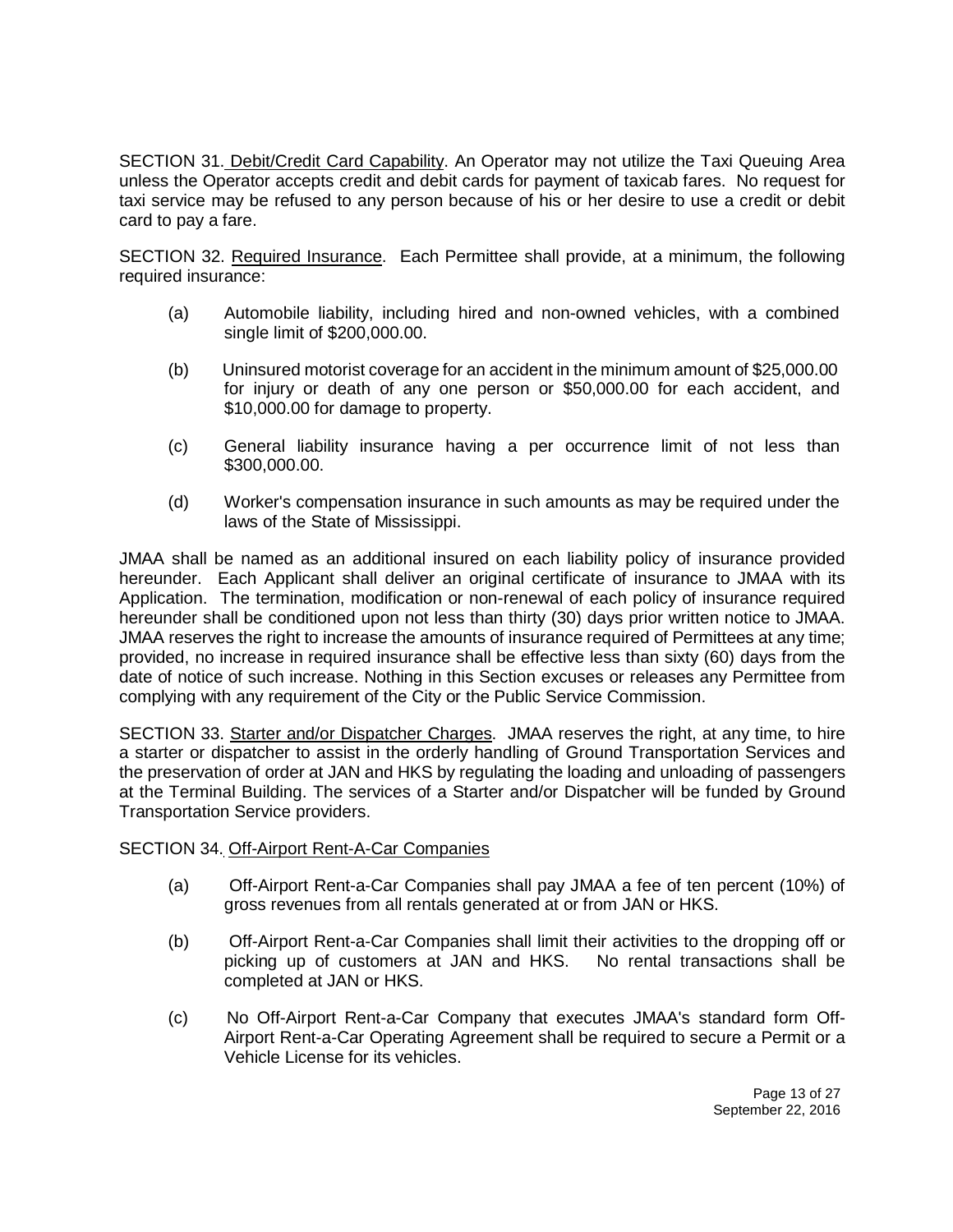SECTION 31. Debit/Credit Card Capability. An Operator may not utilize the Taxi Queuing Area unless the Operator accepts credit and debit cards for payment of taxicab fares. No request for taxi service may be refused to any person because of his or her desire to use a credit or debit card to pay a fare.

SECTION 32. Required Insurance. Each Permittee shall provide, at a minimum, the following required insurance:

(a) Automobile liability, including hired and non-owned vehicles, with a combined single limit of $200,000.00.

(b) Uninsured motorist coverage for an accident in the minimum amount of $25,000.00 for injury or death of any one person or $50,000.00 for each accident, and $10,000.00 for damage to property.

(c) General liability insurance having a per occurrence limit of not less than $300,000.00.

(d) Worker's compensation insurance in such amounts as may be required under the laws of the State of Mississippi.

JMAA shall be named as an additional insured on each liability policy of insurance provided hereunder. Each Applicant shall deliver an original certificate of insurance to JMAA with its Application. The termination, modification or non-renewal of each policy of insurance required hereunder shall be conditioned upon not less than thirty (30) days prior written notice to JMAA. JMAA reserves the right to increase the amounts of insurance required of Permittees at any time; provided, no increase in required insurance shall be effective less than sixty (60) days from the date of notice of such increase. Nothing in this Section excuses or releases any Permittee from complying with any requirement of the City or the Public Service Commission.

SECTION 33. Starter and/or Dispatcher Charges. JMAA reserves the right, at any time, to hire a starter or dispatcher to assist in the orderly handling of Ground Transportation Services and the preservation of order at JAN and HKS by regulating the loading and unloading of passengers at the Terminal Building. The services of a Starter and/or Dispatcher will be funded by Ground Transportation Service providers.

SECTION 34. Off-Airport Rent-A-Car Companies

(a) Off-Airport Rent-a-Car Companies shall pay JMAA a fee of ten percent (10%) of gross revenues from all rentals generated at or from JAN or HKS.

(b) Off-Airport Rent-a-Car Companies shall limit their activities to the dropping off or picking up of customers at JAN and HKS. No rental transactions shall be completed at JAN or HKS.

(c) No Off-Airport Rent-a-Car Company that executes JMAA's standard form Off-Airport Rent-a-Car Operating Agreement shall be required to secure a Permit or a Vehicle License for its vehicles.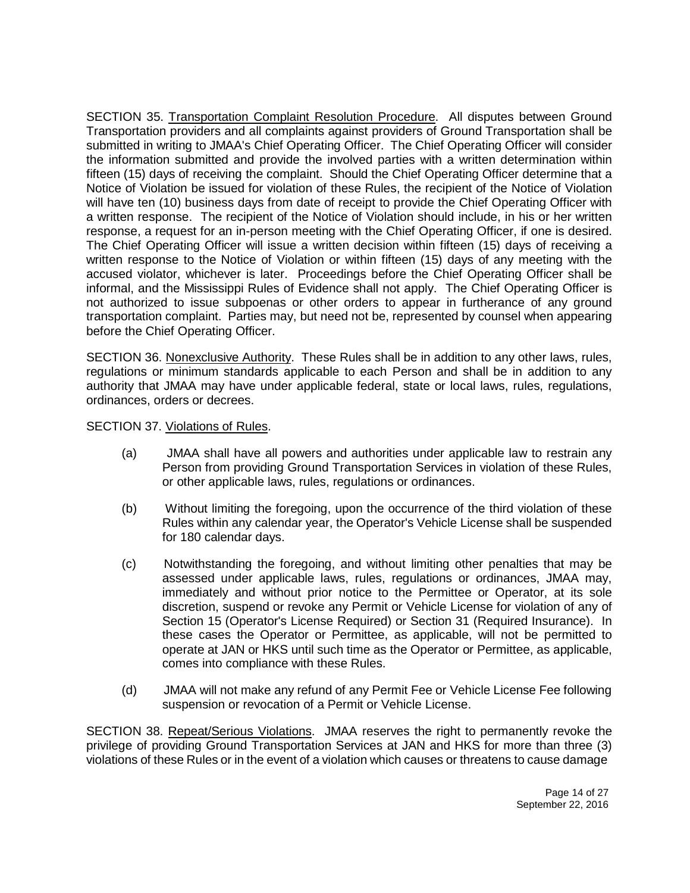SECTION 35. Transportation Complaint Resolution Procedure. All disputes between Ground Transportation providers and all complaints against providers of Ground Transportation shall be submitted in writing to JMAA's Chief Operating Officer. The Chief Operating Officer will consider the information submitted and provide the involved parties with a written determination within fifteen (15) days of receiving the complaint. Should the Chief Operating Officer determine that a Notice of Violation be issued for violation of these Rules, the recipient of the Notice of Violation will have ten (10) business days from date of receipt to provide the Chief Operating Officer with a written response. The recipient of the Notice of Violation should include, in his or her written response, a request for an in-person meeting with the Chief Operating Officer, if one is desired. The Chief Operating Officer will issue a written decision within fifteen (15) days of receiving a written response to the Notice of Violation or within fifteen (15) days of any meeting with the accused violator, whichever is later. Proceedings before the Chief Operating Officer shall be informal, and the Mississippi Rules of Evidence shall not apply. The Chief Operating Officer is not authorized to issue subpoenas or other orders to appear in furtherance of any ground transportation complaint. Parties may, but need not be, represented by counsel when appearing before the Chief Operating Officer.

SECTION 36. Nonexclusive Authority. These Rules shall be in addition to any other laws, rules, regulations or minimum standards applicable to each Person and shall be in addition to any authority that JMAA may have under applicable federal, state or local laws, rules, regulations, ordinances, orders or decrees.

SECTION 37. Violations of Rules.

(a) JMAA shall have all powers and authorities under applicable law to restrain any Person from providing Ground Transportation Services in violation of these Rules, or other applicable laws, rules, regulations or ordinances.

(b) Without limiting the foregoing, upon the occurrence of the third violation of these Rules within any calendar year, the Operator's Vehicle License shall be suspended for 180 calendar days.

(c) Notwithstanding the foregoing, and without limiting other penalties that may be assessed under applicable laws, rules, regulations or ordinances, JMAA may, immediately and without prior notice to the Permittee or Operator, at its sole discretion, suspend or revoke any Permit or Vehicle License for violation of any of Section 15 (Operator's License Required) or Section 31 (Required Insurance). In these cases the Operator or Permittee, as applicable, will not be permitted to operate at JAN or HKS until such time as the Operator or Permittee, as applicable, comes into compliance with these Rules.

(d) JMAA will not make any refund of any Permit Fee or Vehicle License Fee following suspension or revocation of a Permit or Vehicle License.

SECTION 38. Repeat/Serious Violations. JMAA reserves the right to permanently revoke the privilege of providing Ground Transportation Services at JAN and HKS for more than three (3) violations of these Rules or in the event of a violation which causes or threatens to cause damage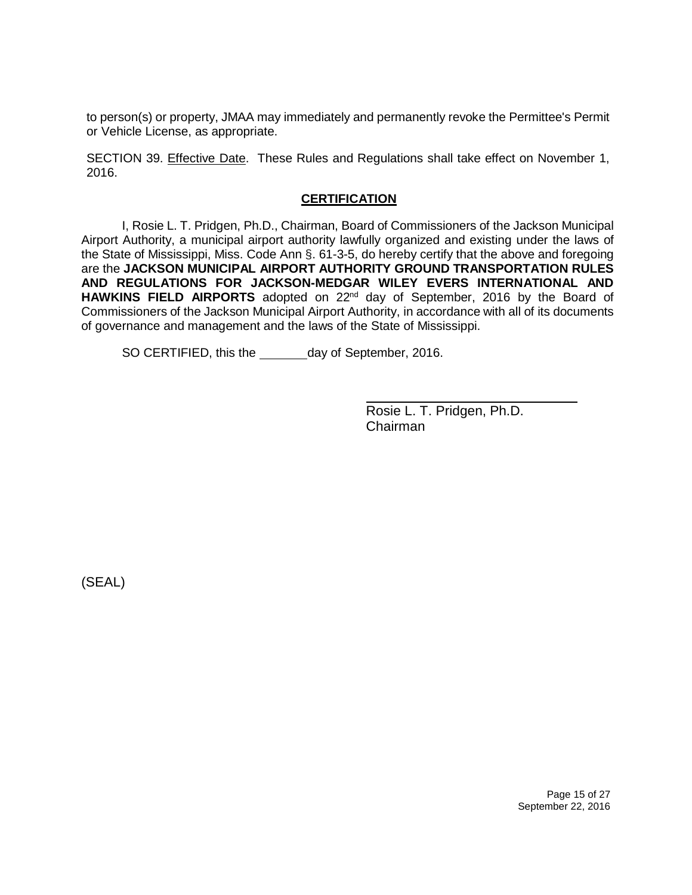to person(s) or property, JMAA may immediately and permanently revoke the Permittee's Permit or Vehicle License, as appropriate.

SECTION 39. Effective Date. These Rules and Regulations shall take effect on November 1, 2016.

**CERTIFICATION**

I, Rosie L. T. Pridgen, Ph.D., Chairman, Board of Commissioners of the Jackson Municipal Airport Authority, a municipal airport authority lawfully organized and existing under the laws of the State of Mississippi, Miss. Code Ann §. 61-3-5, do hereby certify that the above and foregoing are the **JACKSON MUNICIPAL AIRPORT AUTHORITY GROUND TRANSPORTATION RULES AND REGULATIONS FOR JACKSON-MEDGAR WILEY EVERS INTERNATIONAL AND HAWKINS FIELD AIRPORTS** adopted on 22nd day of September, 2016 by the Board of Commissioners of the Jackson Municipal Airport Authority, in accordance with all of its documents of governance and management and the laws of the State of Mississippi.

SO CERTIFIED, this the _______ day of September, 2016.

Rosie L. T. Pridgen, Ph.D.
Chairman

(SEAL)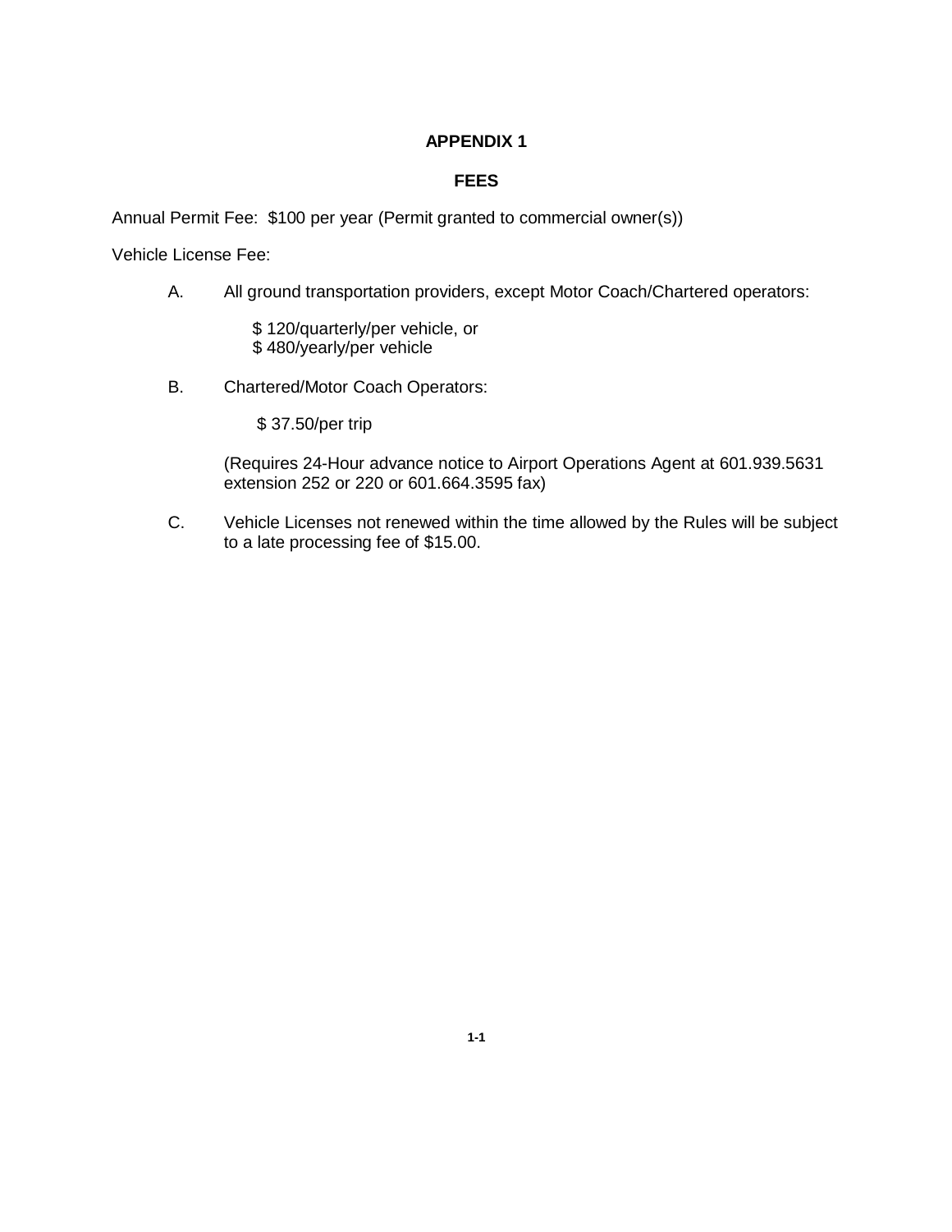# APPENDIX 1

## FEES

Annual Permit Fee: $100 per year (Permit granted to commercial owner(s))

Vehicle License Fee:

A. All ground transportation providers, except Motor Coach/Chartered operators:

   $ 120/quarterly/per vehicle, or
   $ 480/yearly/per vehicle

B. Chartered/Motor Coach Operators:

   $ 37.50/per trip

   (Requires 24-Hour advance notice to Airport Operations Agent at 601.939.5631 extension 252 or 220 or 601.664.3595 fax)

C. Vehicle Licenses not renewed within the time allowed by the Rules will be subject to a late processing fee of $15.00.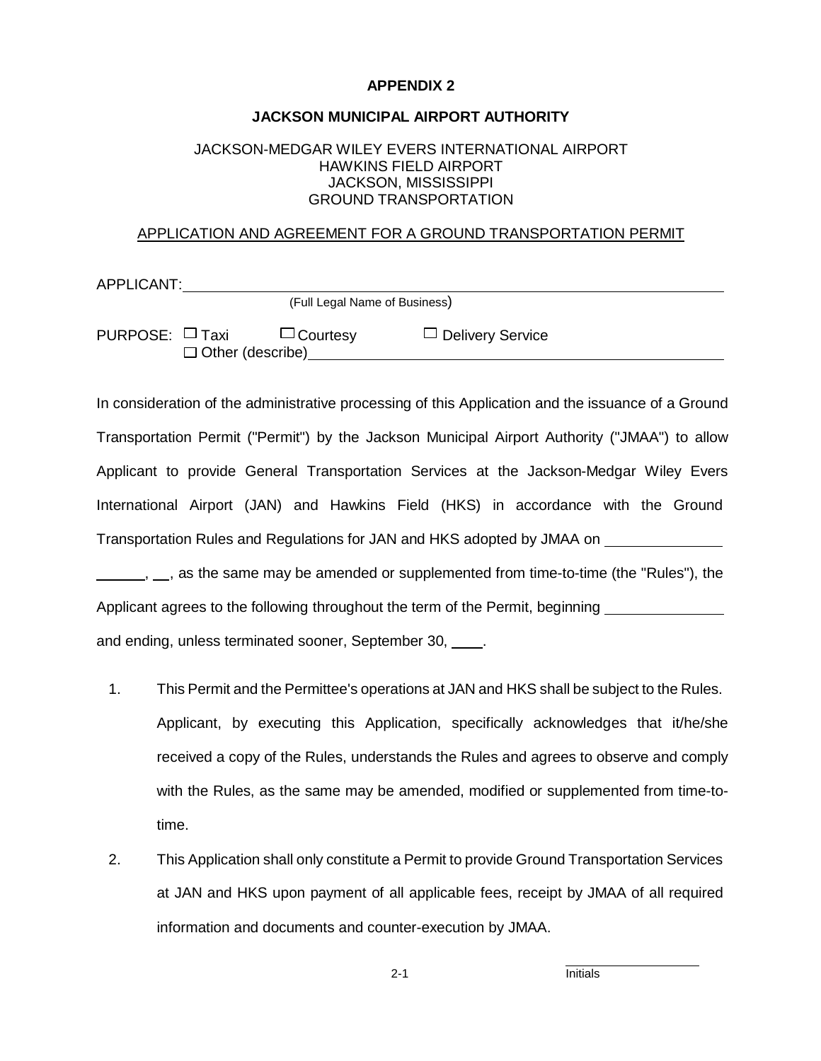**APPENDIX 2**

**JACKSON MUNICIPAL AIRPORT AUTHORITY**

JACKSON-MEDGAR WILEY EVERS INTERNATIONAL AIRPORT
HAWKINS FIELD AIRPORT
JACKSON, MISSISSIPPI
GROUND TRANSPORTATION

APPLICATION AND AGREEMENT FOR A GROUND TRANSPORTATION PERMIT

APPLICANT: ______________________________________________
(Full Legal Name of Business)

PURPOSE: ☐ Taxi ☐ Courtesy ☐ Delivery Service
☐ Other (describe) ______________________________________________

In consideration of the administrative processing of this Application and the issuance of a Ground Transportation Permit ("Permit") by the Jackson Municipal Airport Authority ("JMAA") to allow Applicant to provide General Transportation Services at the Jackson-Medgar Wiley Evers International Airport (JAN) and Hawkins Field (HKS) in accordance with the Ground Transportation Rules and Regulations for JAN and HKS adopted by JMAA on ______________ ______, __, as the same may be amended or supplemented from time-to-time (the "Rules"), the Applicant agrees to the following throughout the term of the Permit, beginning ______________ and ending, unless terminated sooner, September 30, ____.

1. This Permit and the Permittee's operations at JAN and HKS shall be subject to the Rules. Applicant, by executing this Application, specifically acknowledges that it/he/she received a copy of the Rules, understands the Rules and agrees to observe and comply with the Rules, as the same may be amended, modified or supplemented from time-to-time.
2. This Application shall only constitute a Permit to provide Ground Transportation Services at JAN and HKS upon payment of all applicable fees, receipt by JMAA of all required information and documents and counter-execution by JMAA.

______________
Initials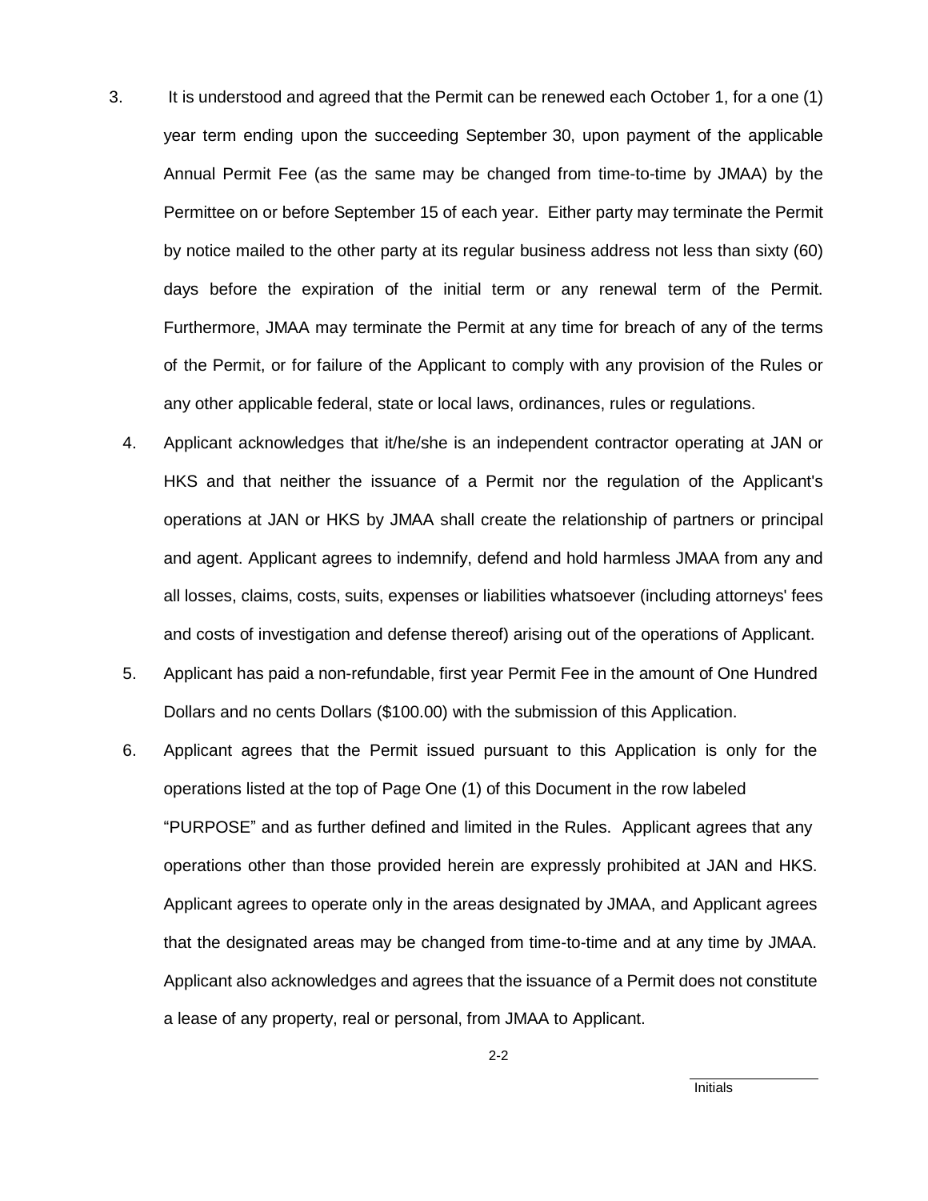3. It is understood and agreed that the Permit can be renewed each October 1, for a one (1) year term ending upon the succeeding September 30, upon payment of the applicable Annual Permit Fee (as the same may be changed from time-to-time by JMAA) by the Permittee on or before September 15 of each year. Either party may terminate the Permit by notice mailed to the other party at its regular business address not less than sixty (60) days before the expiration of the initial term or any renewal term of the Permit. Furthermore, JMAA may terminate the Permit at any time for breach of any of the terms of the Permit, or for failure of the Applicant to comply with any provision of the Rules or any other applicable federal, state or local laws, ordinances, rules or regulations.

4. Applicant acknowledges that it/he/she is an independent contractor operating at JAN or HKS and that neither the issuance of a Permit nor the regulation of the Applicant's operations at JAN or HKS by JMAA shall create the relationship of partners or principal and agent. Applicant agrees to indemnify, defend and hold harmless JMAA from any and all losses, claims, costs, suits, expenses or liabilities whatsoever (including attorneys' fees and costs of investigation and defense thereof) arising out of the operations of Applicant.

5. Applicant has paid a non-refundable, first year Permit Fee in the amount of One Hundred Dollars and no cents Dollars ($100.00) with the submission of this Application.

6. Applicant agrees that the Permit issued pursuant to this Application is only for the operations listed at the top of Page One (1) of this Document in the row labeled "PURPOSE" and as further defined and limited in the Rules. Applicant agrees that any operations other than those provided herein are expressly prohibited at JAN and HKS. Applicant agrees to operate only in the areas designated by JMAA, and Applicant agrees that the designated areas may be changed from time-to-time and at any time by JMAA. Applicant also acknowledges and agrees that the issuance of a Permit does not constitute a lease of any property, real or personal, from JMAA to Applicant.

Initials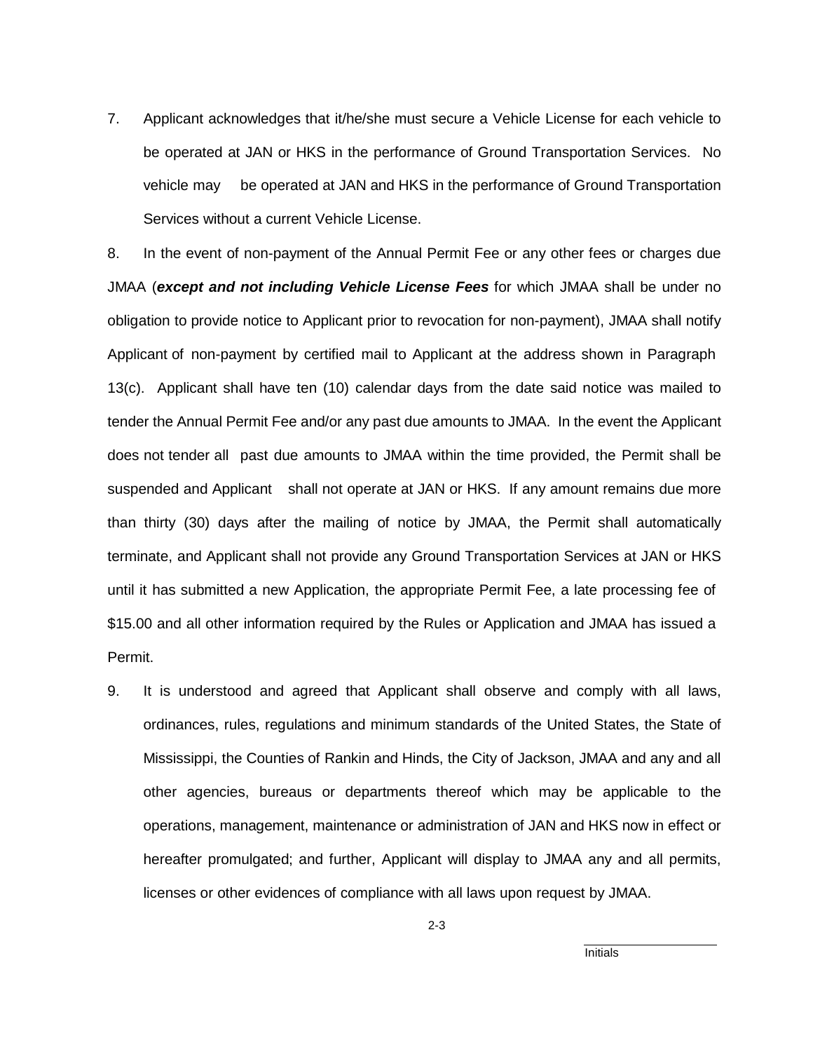7. Applicant acknowledges that it/he/she must secure a Vehicle License for each vehicle to be operated at JAN or HKS in the performance of Ground Transportation Services. No vehicle may be operated at JAN and HKS in the performance of Ground Transportation Services without a current Vehicle License.

8. In the event of non-payment of the Annual Permit Fee or any other fees or charges due JMAA (***except and not including Vehicle License Fees*** for which JMAA shall be under no obligation to provide notice to Applicant prior to revocation for non-payment), JMAA shall notify Applicant of non-payment by certified mail to Applicant at the address shown in Paragraph 13(c). Applicant shall have ten (10) calendar days from the date said notice was mailed to tender the Annual Permit Fee and/or any past due amounts to JMAA. In the event the Applicant does not tender all past due amounts to JMAA within the time provided, the Permit shall be suspended and Applicant shall not operate at JAN or HKS. If any amount remains due more than thirty (30) days after the mailing of notice by JMAA, the Permit shall automatically terminate, and Applicant shall not provide any Ground Transportation Services at JAN or HKS until it has submitted a new Application, the appropriate Permit Fee, a late processing fee of $15.00 and all other information required by the Rules or Application and JMAA has issued a Permit.

9. It is understood and agreed that Applicant shall observe and comply with all laws, ordinances, rules, regulations and minimum standards of the United States, the State of Mississippi, the Counties of Rankin and Hinds, the City of Jackson, JMAA and any and all other agencies, bureaus or departments thereof which may be applicable to the operations, management, maintenance or administration of JAN and HKS now in effect or hereafter promulgated; and further, Applicant will display to JMAA any and all permits, licenses or other evidences of compliance with all laws upon request by JMAA.

\_\_\_\_\_\_\_\_\_\_\_\_\_\_\_\_\_\_
Initials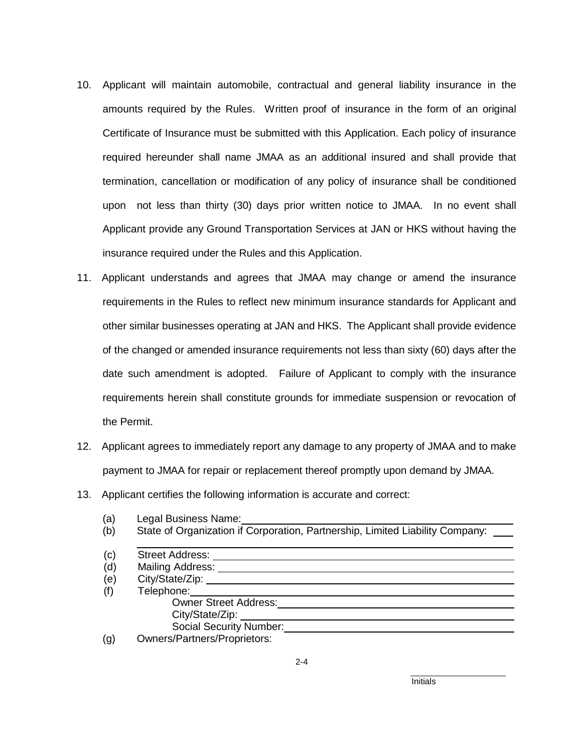10. Applicant will maintain automobile, contractual and general liability insurance in the amounts required by the Rules. Written proof of insurance in the form of an original Certificate of Insurance must be submitted with this Application. Each policy of insurance required hereunder shall name JMAA as an additional insured and shall provide that termination, cancellation or modification of any policy of insurance shall be conditioned upon not less than thirty (30) days prior written notice to JMAA. In no event shall Applicant provide any Ground Transportation Services at JAN or HKS without having the insurance required under the Rules and this Application.

11. Applicant understands and agrees that JMAA may change or amend the insurance requirements in the Rules to reflect new minimum insurance standards for Applicant and other similar businesses operating at JAN and HKS. The Applicant shall provide evidence of the changed or amended insurance requirements not less than sixty (60) days after the date such amendment is adopted. Failure of Applicant to comply with the insurance requirements herein shall constitute grounds for immediate suspension or revocation of the Permit.

12. Applicant agrees to immediately report any damage to any property of JMAA and to make payment to JMAA for repair or replacement thereof promptly upon demand by JMAA.

13. Applicant certifies the following information is accurate and correct:

(a) Legal Business Name: \_\_\_\_\_\_\_\_\_\_\_\_\_\_\_\_\_\_\_\_\_\_\_\_\_\_\_\_\_\_\_\_\_\_\_\_\_\_\_\_

(b) State of Organization if Corporation, Partnership, Limited Liability Company: \_\_\_\_

\_\_\_\_\_\_\_\_\_\_\_\_\_\_\_\_\_\_\_\_\_\_\_\_\_\_\_\_\_\_\_\_\_\_\_\_\_\_\_\_\_\_\_\_\_\_\_\_\_\_\_\_\_\_\_\_\_\_\_\_

(c) Street Address: \_\_\_\_\_\_\_\_\_\_\_\_\_\_\_\_\_\_\_\_\_\_\_\_\_\_\_\_\_\_\_\_\_\_\_\_\_\_\_\_\_\_\_\_

(d) Mailing Address: \_\_\_\_\_\_\_\_\_\_\_\_\_\_\_\_\_\_\_\_\_\_\_\_\_\_\_\_\_\_\_\_\_\_\_\_\_\_\_\_\_\_\_

(e) City/State/Zip: \_\_\_\_\_\_\_\_\_\_\_\_\_\_\_\_\_\_\_\_\_\_\_\_\_\_\_\_\_\_\_\_\_\_\_\_\_\_\_\_\_\_\_\_\_

(f) Telephone: \_\_\_\_\_\_\_\_\_\_\_\_\_\_\_\_\_\_\_\_\_\_\_\_\_\_\_\_\_\_\_\_\_\_\_\_\_\_\_\_\_\_\_\_\_\_\_\_

Owner Street Address: \_\_\_\_\_\_\_\_\_\_\_\_\_\_\_\_\_\_\_\_\_\_\_\_\_\_\_\_\_\_\_\_\_\_\_\_

City/State/Zip: \_\_\_\_\_\_\_\_\_\_\_\_\_\_\_\_\_\_\_\_\_\_\_\_\_\_\_\_\_\_\_\_\_\_\_\_\_\_\_\_\_

Social Security Number: \_\_\_\_\_\_\_\_\_\_\_\_\_\_\_\_\_\_\_\_\_\_\_\_\_\_\_\_\_\_\_\_\_\_\_

(g) Owners/Partners/Proprietors:

\_\_\_\_\_\_\_\_\_\_\_\_\_\_\_\_\_\_
Initials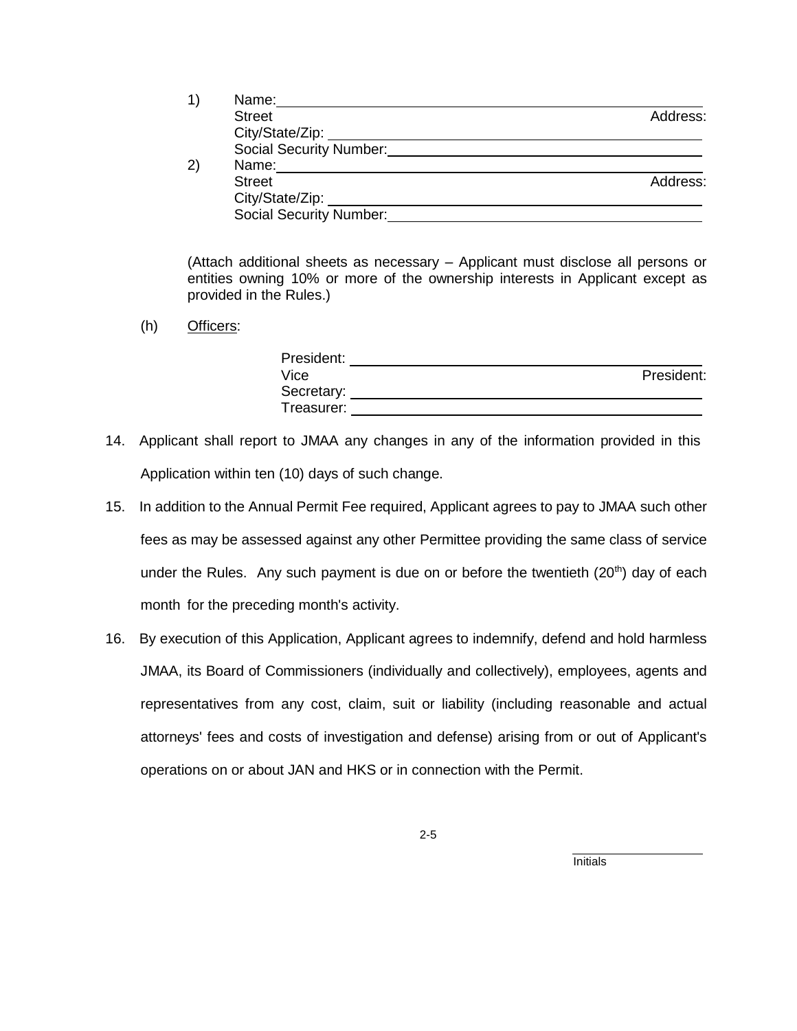1) Name: \_\_\_\_\_\_\_\_\_\_\_\_\_\_\_\_\_\_\_\_\_\_\_\_\_\_\_\_\_\_\_\_\_\_\_\_\_\_\_\_
   Street Address:
   City/State/Zip: \_\_\_\_\_\_\_\_\_\_\_\_\_\_\_\_\_\_\_\_\_\_\_\_\_\_\_\_\_\_\_\_\_\_\_\_
   Social Security Number: \_\_\_\_\_\_\_\_\_\_\_\_\_\_\_\_\_\_\_\_\_\_\_\_\_\_\_\_\_\_

2) Name: \_\_\_\_\_\_\_\_\_\_\_\_\_\_\_\_\_\_\_\_\_\_\_\_\_\_\_\_\_\_\_\_\_\_\_\_\_\_\_\_
   Street Address:
   City/State/Zip: \_\_\_\_\_\_\_\_\_\_\_\_\_\_\_\_\_\_\_\_\_\_\_\_\_\_\_\_\_\_\_\_\_\_\_\_
   Social Security Number: \_\_\_\_\_\_\_\_\_\_\_\_\_\_\_\_\_\_\_\_\_\_\_\_\_\_\_\_\_\_

(Attach additional sheets as necessary – Applicant must disclose all persons or entities owning 10% or more of the ownership interests in Applicant except as provided in the Rules.)

(h) Officers:

President: \_\_\_\_\_\_\_\_\_\_\_\_\_\_\_\_\_\_\_\_\_\_\_\_\_\_\_\_\_\_\_\_\_\_
Vice President:
Secretary: \_\_\_\_\_\_\_\_\_\_\_\_\_\_\_\_\_\_\_\_\_\_\_\_\_\_\_\_\_\_\_\_\_\_
Treasurer: \_\_\_\_\_\_\_\_\_\_\_\_\_\_\_\_\_\_\_\_\_\_\_\_\_\_\_\_\_\_\_\_\_\_

14. Applicant shall report to JMAA any changes in any of the information provided in this Application within ten (10) days of such change.

15. In addition to the Annual Permit Fee required, Applicant agrees to pay to JMAA such other fees as may be assessed against any other Permittee providing the same class of service under the Rules. Any such payment is due on or before the twentieth (20th) day of each month for the preceding month's activity.

16. By execution of this Application, Applicant agrees to indemnify, defend and hold harmless JMAA, its Board of Commissioners (individually and collectively), employees, agents and representatives from any cost, claim, suit or liability (including reasonable and actual attorneys' fees and costs of investigation and defense) arising from or out of Applicant's operations on or about JAN and HKS or in connection with the Permit.

\_\_\_\_\_\_\_\_\_\_\_\_\_\_\_\_
Initials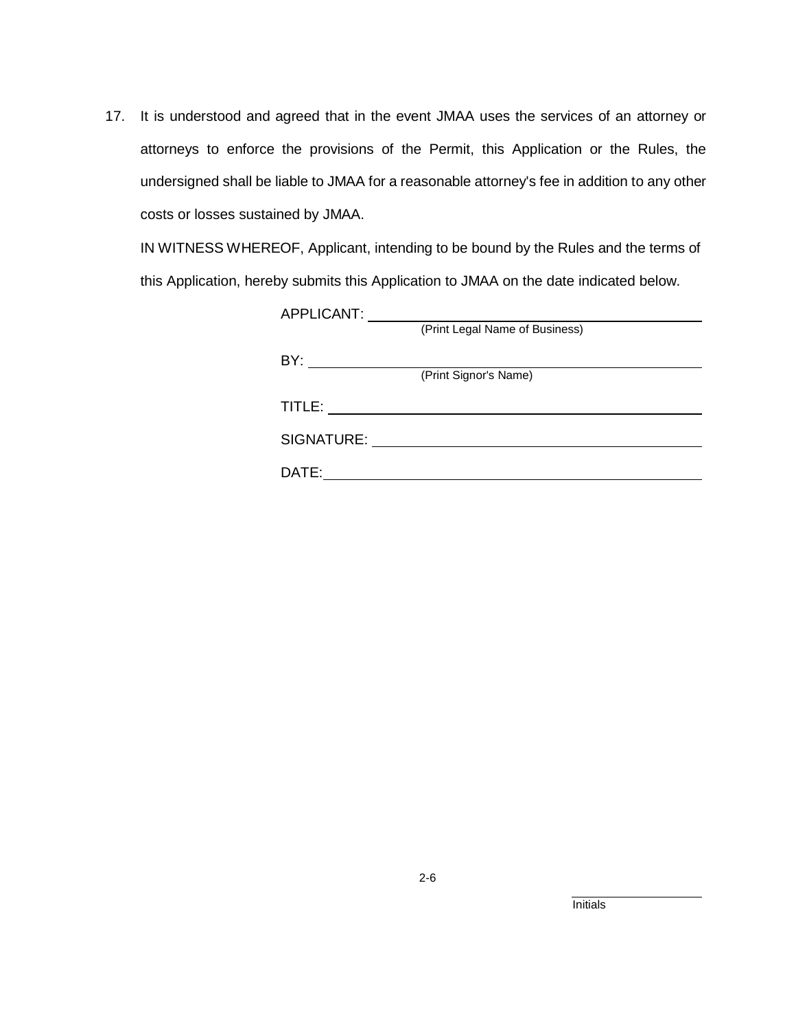17. It is understood and agreed that in the event JMAA uses the services of an attorney or attorneys to enforce the provisions of the Permit, this Application or the Rules, the undersigned shall be liable to JMAA for a reasonable attorney's fee in addition to any other costs or losses sustained by JMAA.

IN WITNESS WHEREOF, Applicant, intending to be bound by the Rules and the terms of this Application, hereby submits this Application to JMAA on the date indicated below.

APPLICANT: ______________________________
(Print Legal Name of Business)

BY: ______________________________
(Print Signor's Name)

TITLE: ______________________________

SIGNATURE: ______________________________

DATE: ______________________________

______________
Initials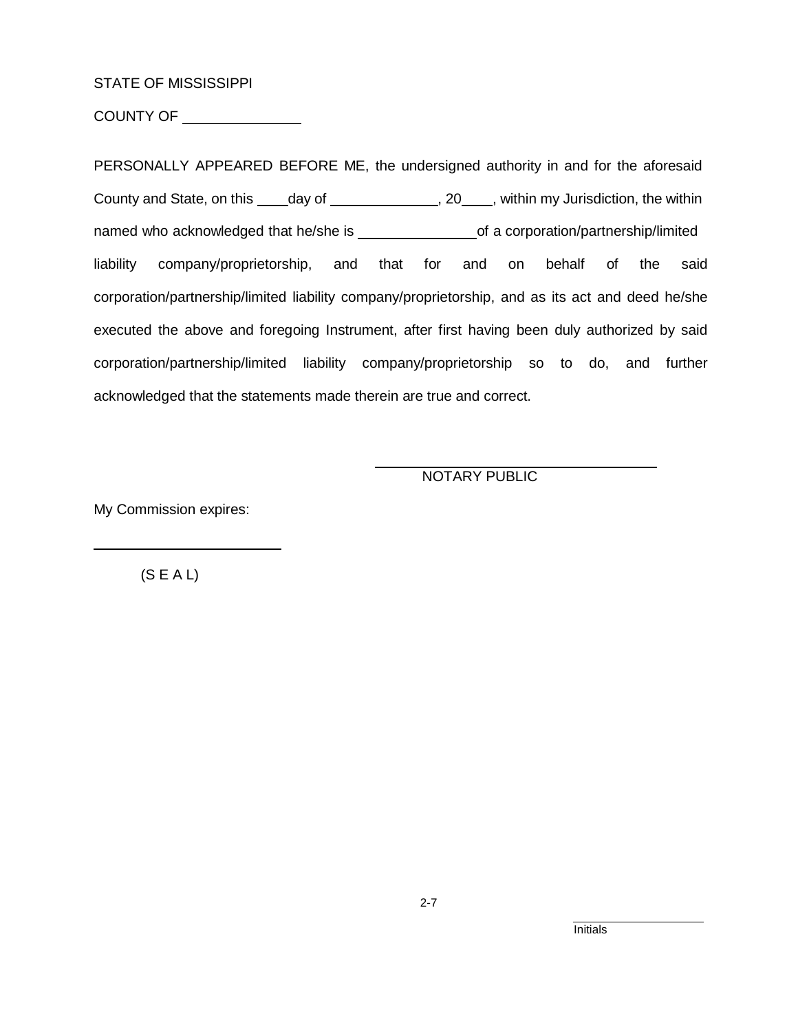STATE OF MISSISSIPPI

COUNTY OF ______________

PERSONALLY APPEARED BEFORE ME, the undersigned authority in and for the aforesaid County and State, on this ____day of ______________, 20____, within my Jurisdiction, the within named who acknowledged that he/she is _______________of a corporation/partnership/limited liability company/proprietorship, and that for and on behalf of the said corporation/partnership/limited liability company/proprietorship, and as its act and deed he/she executed the above and foregoing Instrument, after first having been duly authorized by said corporation/partnership/limited liability company/proprietorship so to do, and further acknowledged that the statements made therein are true and correct.

______________________________
NOTARY PUBLIC

My Commission expires:

______________________

(S E A L)

______________
Initials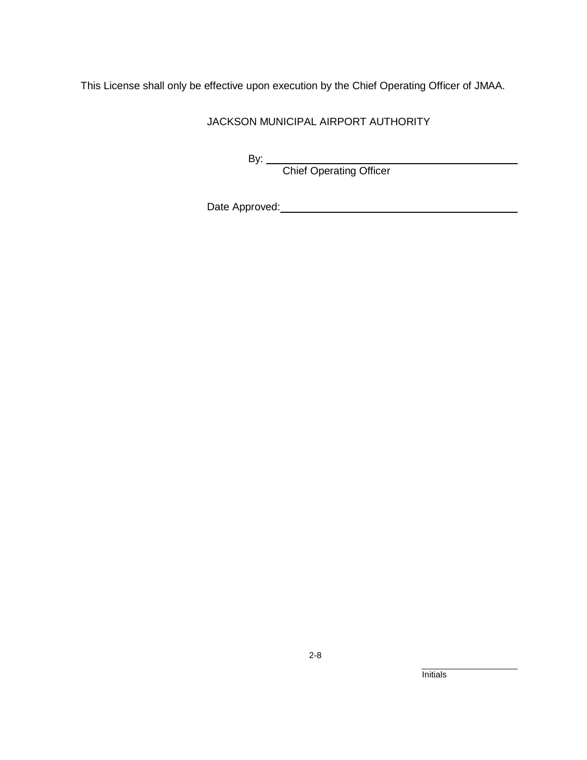This License shall only be effective upon execution by the Chief Operating Officer of JMAA.

JACKSON MUNICIPAL AIRPORT AUTHORITY

By: ____________________________________________
Chief Operating Officer

Date Approved: ____________________________________________

____________________
Initials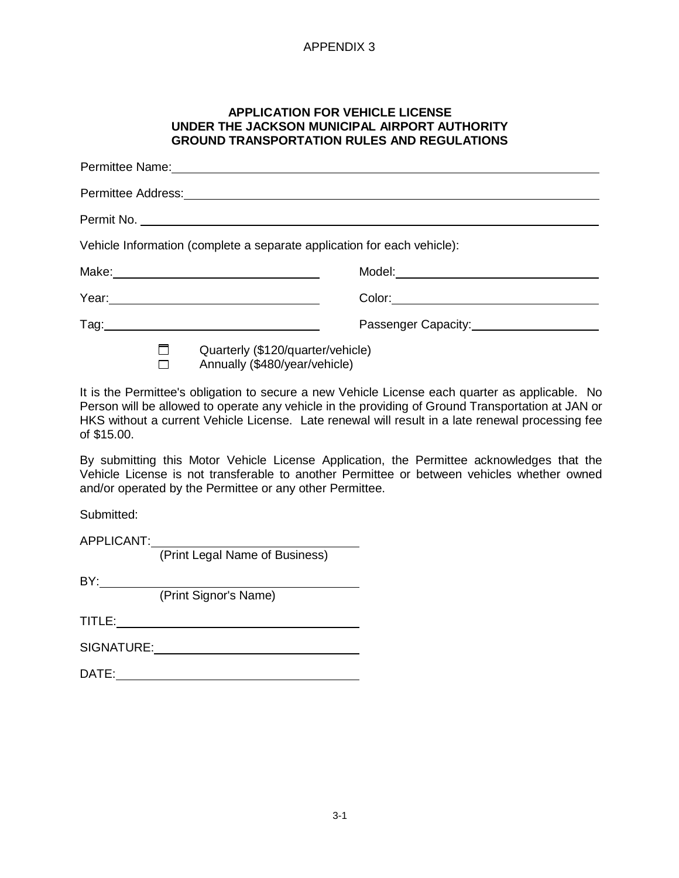APPENDIX 3

## APPLICATION FOR VEHICLE LICENSE UNDER THE JACKSON MUNICIPAL AIRPORT AUTHORITY GROUND TRANSPORTATION RULES AND REGULATIONS

Permittee Name: ______________________________

Permittee Address: ______________________________

Permit No. ______________________________

Vehicle Information (complete a separate application for each vehicle):

Make: ____________________ Model: ____________________

Year: ____________________ Color: ____________________

Tag: ____________________ Passenger Capacity: ____________________

- ☐ Quarterly ($120/quarter/vehicle)
- ☐ Annually ($480/year/vehicle)

It is the Permittee's obligation to secure a new Vehicle License each quarter as applicable. No Person will be allowed to operate any vehicle in the providing of Ground Transportation at JAN or HKS without a current Vehicle License. Late renewal will result in a late renewal processing fee of $15.00.

By submitting this Motor Vehicle License Application, the Permittee acknowledges that the Vehicle License is not transferable to another Permittee or between vehicles whether owned and/or operated by the Permittee or any other Permittee.

Submitted:

APPLICANT: ____________________
(Print Legal Name of Business)

BY: ____________________
(Print Signor's Name)

TITLE: ____________________

SIGNATURE: ____________________

DATE: ____________________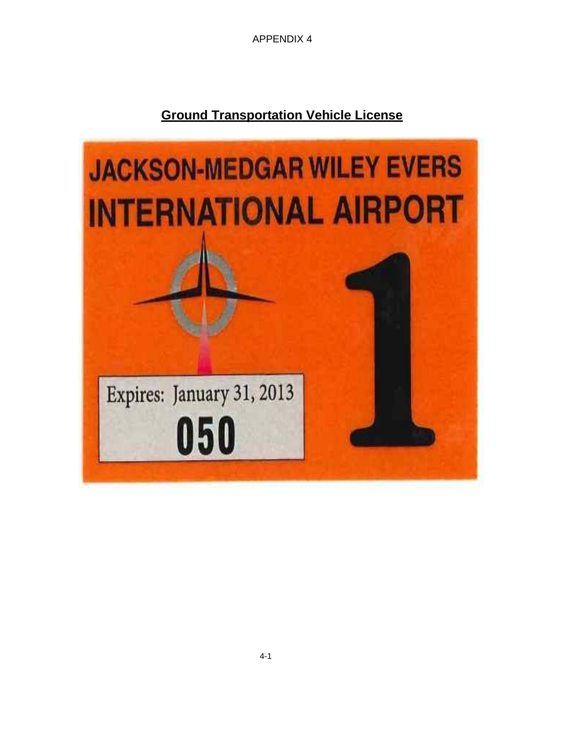APPENDIX 4

## Ground Transportation Vehicle License

JACKSON-MEDGAR WILEY EVERS
INTERNATIONAL AIRPORT

1

Expires: January 31, 2013

050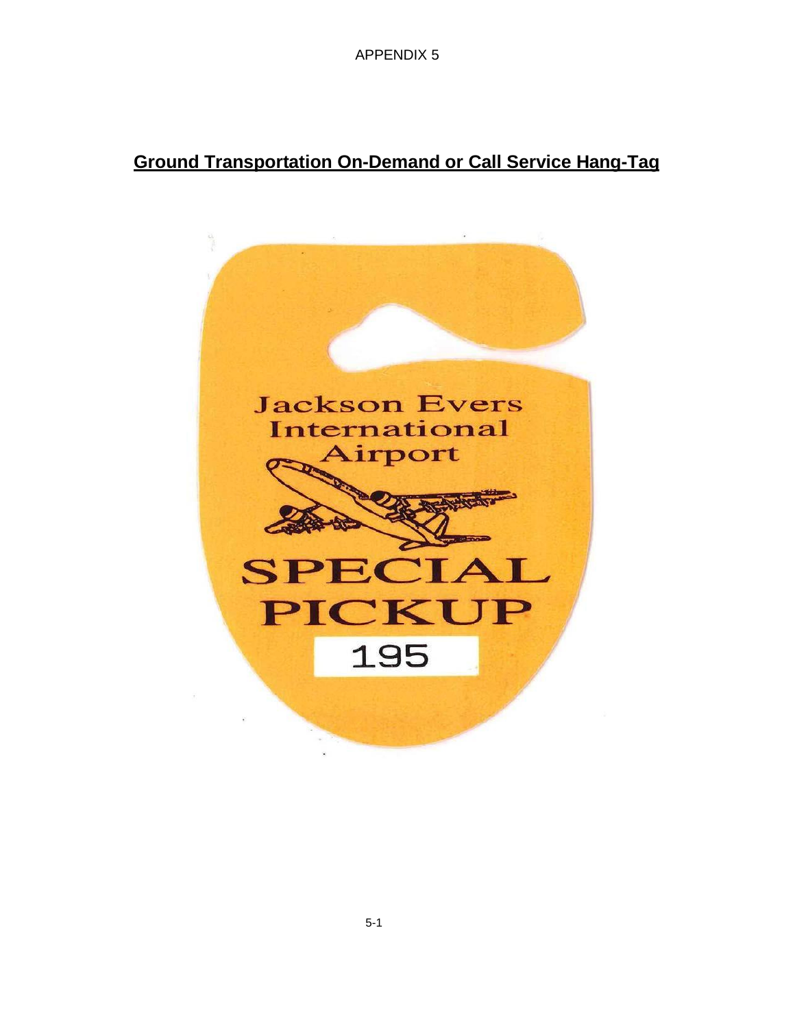APPENDIX 5

## Ground Transportation On-Demand or Call Service Hang-Tag

Jackson Evers International Airport

SPECIAL PICKUP

195